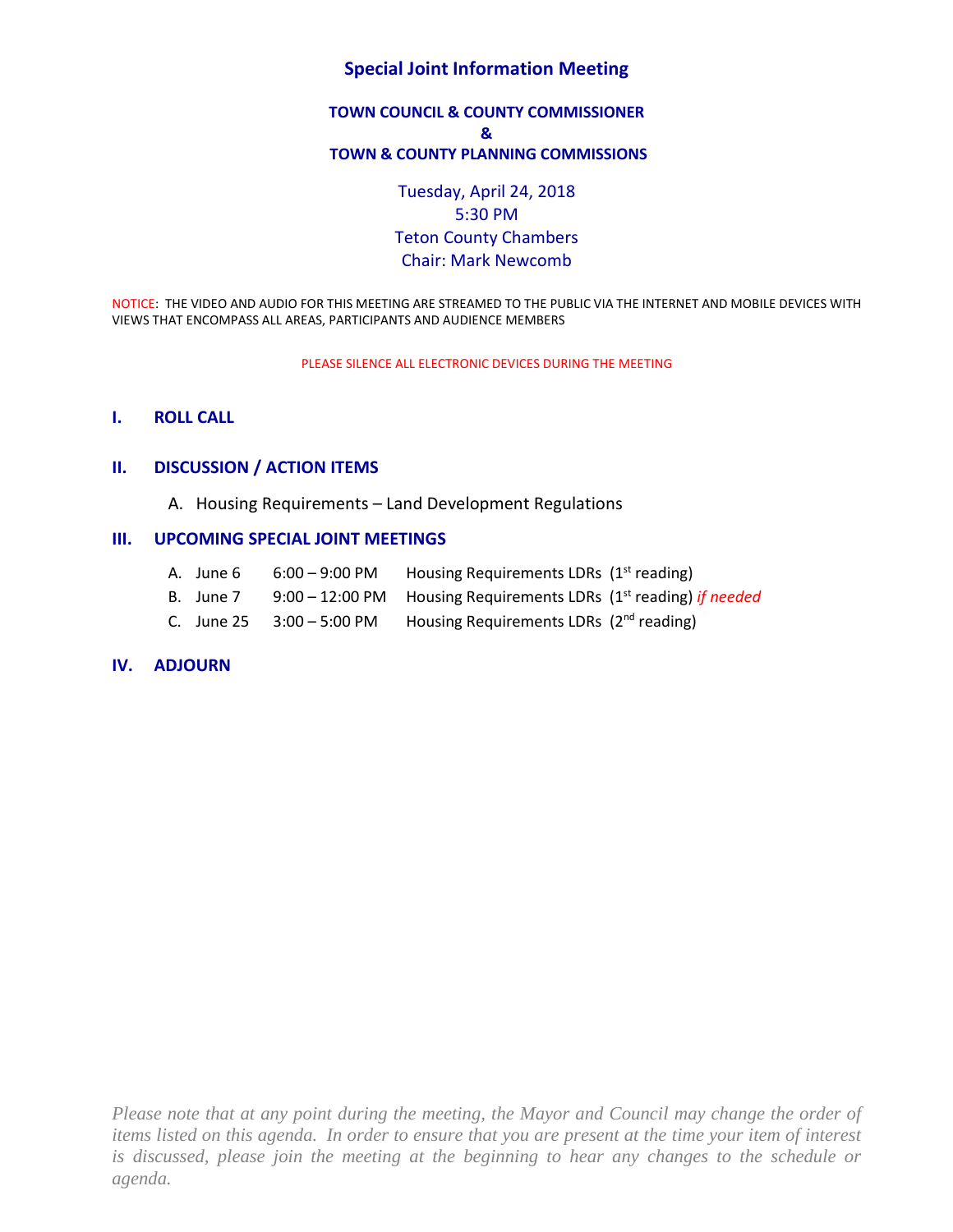# Special Joint Information Meeting

**TOWN COUNCIL & COUNTY COMMISSIONER**
**&**
**TOWN & COUNTY PLANNING COMMISSIONS**

Tuesday, April 24, 2018
5:30 PM
Teton County Chambers
Chair: Mark Newcomb

NOTICE: THE VIDEO AND AUDIO FOR THIS MEETING ARE STREAMED TO THE PUBLIC VIA THE INTERNET AND MOBILE DEVICES WITH VIEWS THAT ENCOMPASS ALL AREAS, PARTICIPANTS AND AUDIENCE MEMBERS

PLEASE SILENCE ALL ELECTRONIC DEVICES DURING THE MEETING

## I. ROLL CALL

## II. DISCUSSION / ACTION ITEMS

A. Housing Requirements – Land Development Regulations

## III. UPCOMING SPECIAL JOINT MEETINGS

A. June 6 6:00 – 9:00 PM Housing Requirements LDRs (1st reading)
B. June 7 9:00 – 12:00 PM Housing Requirements LDRs (1st reading) *if needed*
C. June 25 3:00 – 5:00 PM Housing Requirements LDRs (2nd reading)

## IV. ADJOURN

*Please note that at any point during the meeting, the Mayor and Council may change the order of items listed on this agenda. In order to ensure that you are present at the time your item of interest is discussed, please join the meeting at the beginning to hear any changes to the schedule or agenda.*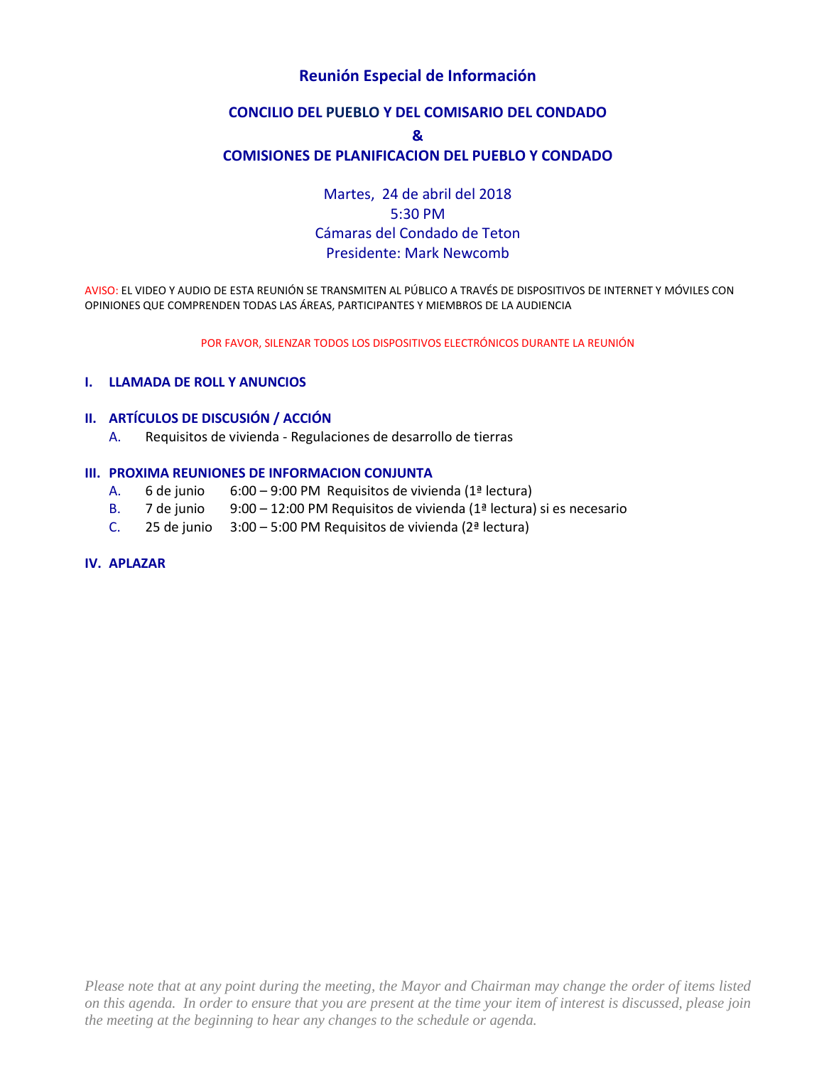# Reunión Especial de Información

## CONCILIO DEL PUEBLO Y DEL COMISARIO DEL CONDADO
## &
## COMISIONES DE PLANIFICACION DEL PUEBLO Y CONDADO

Martes, 24 de abril del 2018
5:30 PM
Cámaras del Condado de Teton
Presidente: Mark Newcomb

AVISO: EL VIDEO Y AUDIO DE ESTA REUNIÓN SE TRANSMITEN AL PÚBLICO A TRAVÉS DE DISPOSITIVOS DE INTERNET Y MÓVILES CON OPINIONES QUE COMPRENDEN TODAS LAS ÁREAS, PARTICIPANTES Y MIEMBROS DE LA AUDIENCIA

POR FAVOR, SILENZAR TODOS LOS DISPOSITIVOS ELECTRÓNICOS DURANTE LA REUNIÓN

### I. LLAMADA DE ROLL Y ANUNCIOS

### II. ARTÍCULOS DE DISCUSIÓN / ACCIÓN

A. Requisitos de vivienda - Regulaciones de desarrollo de tierras

### III. PROXIMA REUNIONES DE INFORMACION CONJUNTA

A. 6 de junio 6:00 – 9:00 PM Requisitos de vivienda (1ª lectura)
B. 7 de junio 9:00 – 12:00 PM Requisitos de vivienda (1ª lectura) si es necesario
C. 25 de junio 3:00 – 5:00 PM Requisitos de vivienda (2ª lectura)

### IV. APLAZAR

*Please note that at any point during the meeting, the Mayor and Chairman may change the order of items listed on this agenda. In order to ensure that you are present at the time your item of interest is discussed, please join the meeting at the beginning to hear any changes to the schedule or agenda.*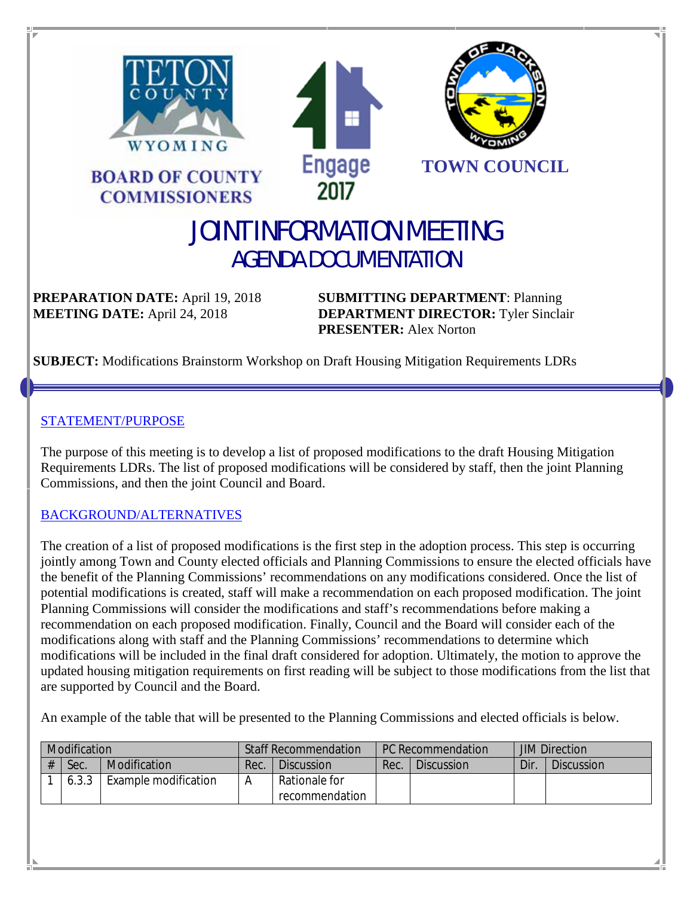**BOARD OF COUNTY COMMISSIONERS**

Engage 2017

**TOWN COUNCIL**

# JOINT INFORMATION MEETING
## AGENDA DOCUMENTATION

**PREPARATION DATE:** April 19, 2018
**MEETING DATE:** April 24, 2018

**SUBMITTING DEPARTMENT**: Planning
**DEPARTMENT DIRECTOR:** Tyler Sinclair
**PRESENTER:** Alex Norton

**SUBJECT:** Modifications Brainstorm Workshop on Draft Housing Mitigation Requirements LDRs

---

### STATEMENT/PURPOSE

The purpose of this meeting is to develop a list of proposed modifications to the draft Housing Mitigation Requirements LDRs. The list of proposed modifications will be considered by staff, then the joint Planning Commissions, and then the joint Council and Board.

### BACKGROUND/ALTERNATIVES

The creation of a list of proposed modifications is the first step in the adoption process. This step is occurring jointly among Town and County elected officials and Planning Commissions to ensure the elected officials have the benefit of the Planning Commissions' recommendations on any modifications considered. Once the list of potential modifications is created, staff will make a recommendation on each proposed modification. The joint Planning Commissions will consider the modifications and staff's recommendations before making a recommendation on each proposed modification. Finally, Council and the Board will consider each of the modifications along with staff and the Planning Commissions' recommendations to determine which modifications will be included in the final draft considered for adoption. Ultimately, the motion to approve the updated housing mitigation requirements on first reading will be subject to those modifications from the list that are supported by Council and the Board.

An example of the table that will be presented to the Planning Commissions and elected officials is below.

| Modification | | | Staff Recommendation | | PC Recommendation | | JIM Direction | |
|---|---|---|---|---|---|---|---|---|
| # | Sec. | Modification | Rec. | Discussion | Rec. | Discussion | Dir. | Discussion |
| 1 | 6.3.3 | Example modification | A | Rationale for recommendation | | | | |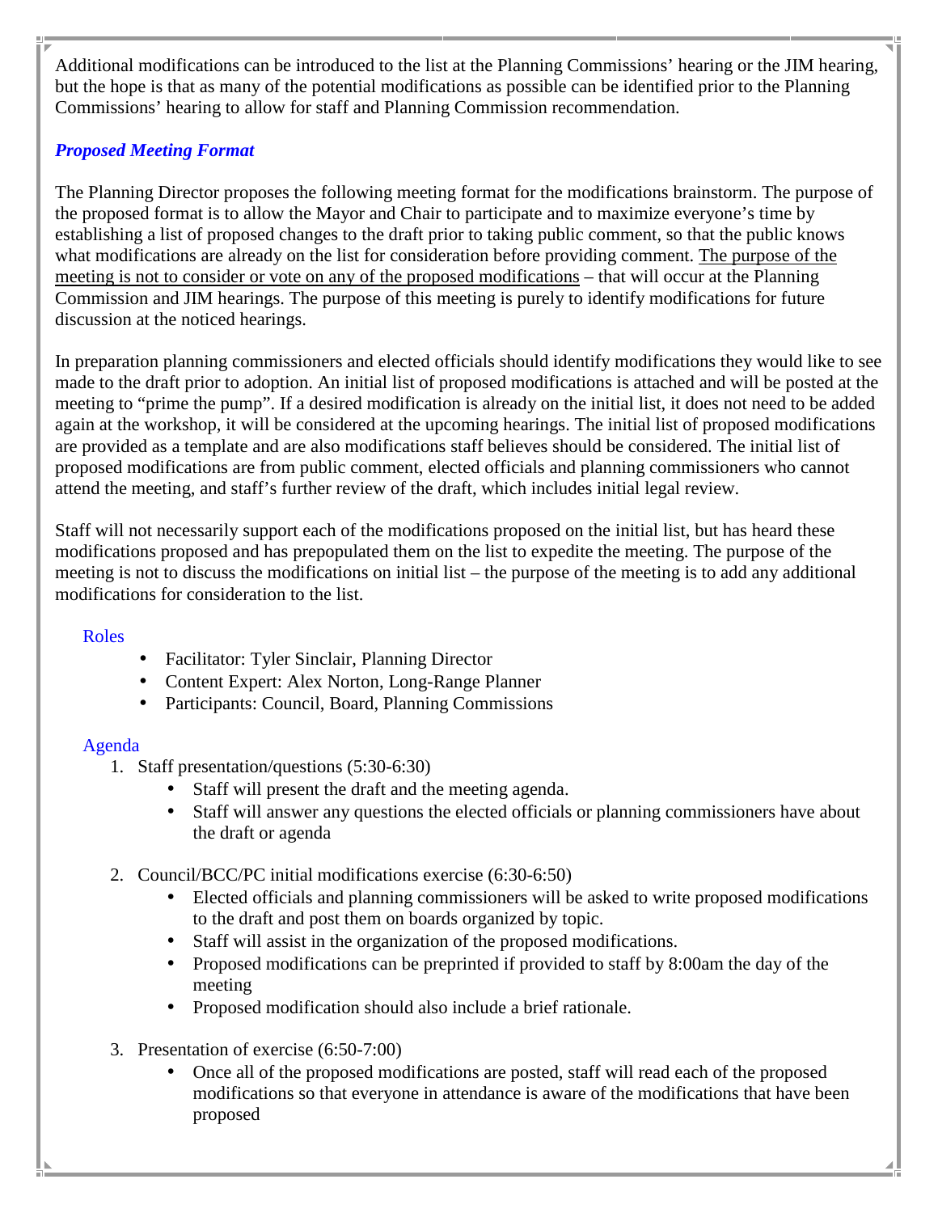Additional modifications can be introduced to the list at the Planning Commissions' hearing or the JIM hearing, but the hope is that as many of the potential modifications as possible can be identified prior to the Planning Commissions' hearing to allow for staff and Planning Commission recommendation.

### *Proposed Meeting Format*

The Planning Director proposes the following meeting format for the modifications brainstorm. The purpose of the proposed format is to allow the Mayor and Chair to participate and to maximize everyone's time by establishing a list of proposed changes to the draft prior to taking public comment, so that the public knows what modifications are already on the list for consideration before providing comment. <u>The purpose of the meeting is not to consider or vote on any of the proposed modifications</u> – that will occur at the Planning Commission and JIM hearings. The purpose of this meeting is purely to identify modifications for future discussion at the noticed hearings.

In preparation planning commissioners and elected officials should identify modifications they would like to see made to the draft prior to adoption. An initial list of proposed modifications is attached and will be posted at the meeting to "prime the pump". If a desired modification is already on the initial list, it does not need to be added again at the workshop, it will be considered at the upcoming hearings. The initial list of proposed modifications are provided as a template and are also modifications staff believes should be considered. The initial list of proposed modifications are from public comment, elected officials and planning commissioners who cannot attend the meeting, and staff's further review of the draft, which includes initial legal review.

Staff will not necessarily support each of the modifications proposed on the initial list, but has heard these modifications proposed and has prepopulated them on the list to expedite the meeting. The purpose of the meeting is not to discuss the modifications on initial list – the purpose of the meeting is to add any additional modifications for consideration to the list.

#### Roles

- Facilitator: Tyler Sinclair, Planning Director
- Content Expert: Alex Norton, Long-Range Planner
- Participants: Council, Board, Planning Commissions

#### Agenda

1. Staff presentation/questions (5:30-6:30)
   - Staff will present the draft and the meeting agenda.
   - Staff will answer any questions the elected officials or planning commissioners have about the draft or agenda

2. Council/BCC/PC initial modifications exercise (6:30-6:50)
   - Elected officials and planning commissioners will be asked to write proposed modifications to the draft and post them on boards organized by topic.
   - Staff will assist in the organization of the proposed modifications.
   - Proposed modifications can be preprinted if provided to staff by 8:00am the day of the meeting
   - Proposed modification should also include a brief rationale.

3. Presentation of exercise (6:50-7:00)
   - Once all of the proposed modifications are posted, staff will read each of the proposed modifications so that everyone in attendance is aware of the modifications that have been proposed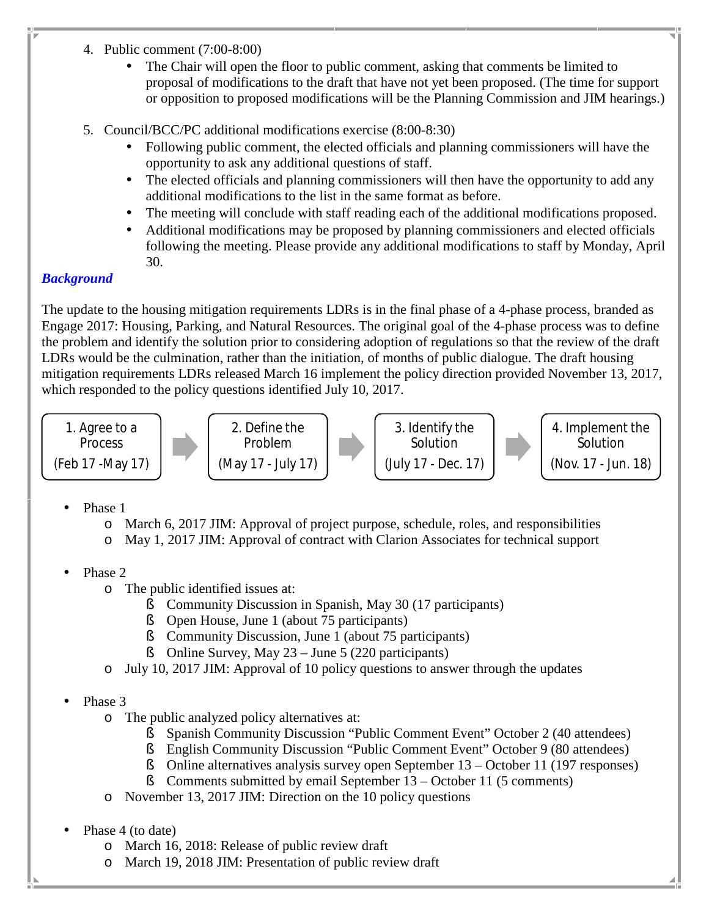4. Public comment (7:00-8:00)
    - The Chair will open the floor to public comment, asking that comments be limited to proposal of modifications to the draft that have not yet been proposed. (The time for support or opposition to proposed modifications will be the Planning Commission and JIM hearings.)

5. Council/BCC/PC additional modifications exercise (8:00-8:30)
    - Following public comment, the elected officials and planning commissioners will have the opportunity to ask any additional questions of staff.
    - The elected officials and planning commissioners will then have the opportunity to add any additional modifications to the list in the same format as before.
    - The meeting will conclude with staff reading each of the additional modifications proposed.
    - Additional modifications may be proposed by planning commissioners and elected officials following the meeting. Please provide any additional modifications to staff by Monday, April 30.

***Background***

The update to the housing mitigation requirements LDRs is in the final phase of a 4-phase process, branded as Engage 2017: Housing, Parking, and Natural Resources. The original goal of the 4-phase process was to define the problem and identify the solution prior to considering adoption of regulations so that the review of the draft LDRs would be the culmination, rather than the initiation, of months of public dialogue. The draft housing mitigation requirements LDRs released March 16 implement the policy direction provided November 13, 2017, which responded to the policy questions identified July 10, 2017.

1. Agree to a Process (Feb 17 -May 17) → 2. Define the Problem (May 17 - July 17) → 3. Identify the Solution (July 17 - Dec. 17) → 4. Implement the Solution (Nov. 17 - Jun. 18)

- Phase 1
    - March 6, 2017 JIM: Approval of project purpose, schedule, roles, and responsibilities
    - May 1, 2017 JIM: Approval of contract with Clarion Associates for technical support

- Phase 2
    - The public identified issues at:
        - Community Discussion in Spanish, May 30 (17 participants)
        - Open House, June 1 (about 75 participants)
        - Community Discussion, June 1 (about 75 participants)
        - Online Survey, May 23 – June 5 (220 participants)
    - July 10, 2017 JIM: Approval of 10 policy questions to answer through the updates

- Phase 3
    - The public analyzed policy alternatives at:
        - Spanish Community Discussion "Public Comment Event" October 2 (40 attendees)
        - English Community Discussion "Public Comment Event" October 9 (80 attendees)
        - Online alternatives analysis survey open September 13 – October 11 (197 responses)
        - Comments submitted by email September 13 – October 11 (5 comments)
    - November 13, 2017 JIM: Direction on the 10 policy questions

- Phase 4 (to date)
    - March 16, 2018: Release of public review draft
    - March 19, 2018 JIM: Presentation of public review draft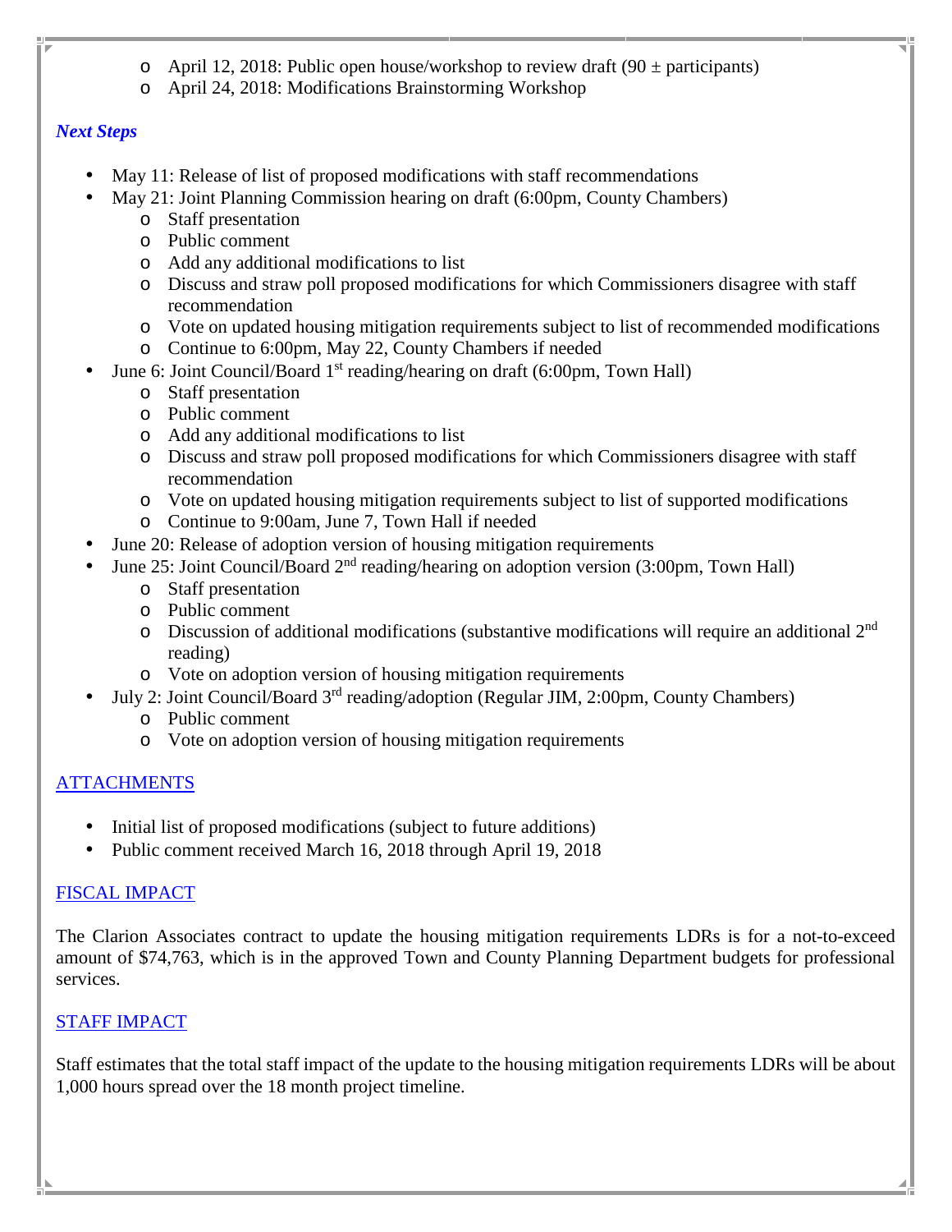- April 12, 2018: Public open house/workshop to review draft (90 ± participants)
  - April 24, 2018: Modifications Brainstorming Workshop

***Next Steps***

- May 11: Release of list of proposed modifications with staff recommendations
- May 21: Joint Planning Commission hearing on draft (6:00pm, County Chambers)
  - Staff presentation
  - Public comment
  - Add any additional modifications to list
  - Discuss and straw poll proposed modifications for which Commissioners disagree with staff recommendation
  - Vote on updated housing mitigation requirements subject to list of recommended modifications
  - Continue to 6:00pm, May 22, County Chambers if needed
- June 6: Joint Council/Board 1st reading/hearing on draft (6:00pm, Town Hall)
  - Staff presentation
  - Public comment
  - Add any additional modifications to list
  - Discuss and straw poll proposed modifications for which Commissioners disagree with staff recommendation
  - Vote on updated housing mitigation requirements subject to list of supported modifications
  - Continue to 9:00am, June 7, Town Hall if needed
- June 20: Release of adoption version of housing mitigation requirements
- June 25: Joint Council/Board 2nd reading/hearing on adoption version (3:00pm, Town Hall)
  - Staff presentation
  - Public comment
  - Discussion of additional modifications (substantive modifications will require an additional 2nd reading)
  - Vote on adoption version of housing mitigation requirements
- July 2: Joint Council/Board 3rd reading/adoption (Regular JIM, 2:00pm, County Chambers)
  - Public comment
  - Vote on adoption version of housing mitigation requirements

ATTACHMENTS

- Initial list of proposed modifications (subject to future additions)
- Public comment received March 16, 2018 through April 19, 2018

FISCAL IMPACT

The Clarion Associates contract to update the housing mitigation requirements LDRs is for a not-to-exceed amount of $74,763, which is in the approved Town and County Planning Department budgets for professional services.

STAFF IMPACT

Staff estimates that the total staff impact of the update to the housing mitigation requirements LDRs will be about 1,000 hours spread over the 18 month project timeline.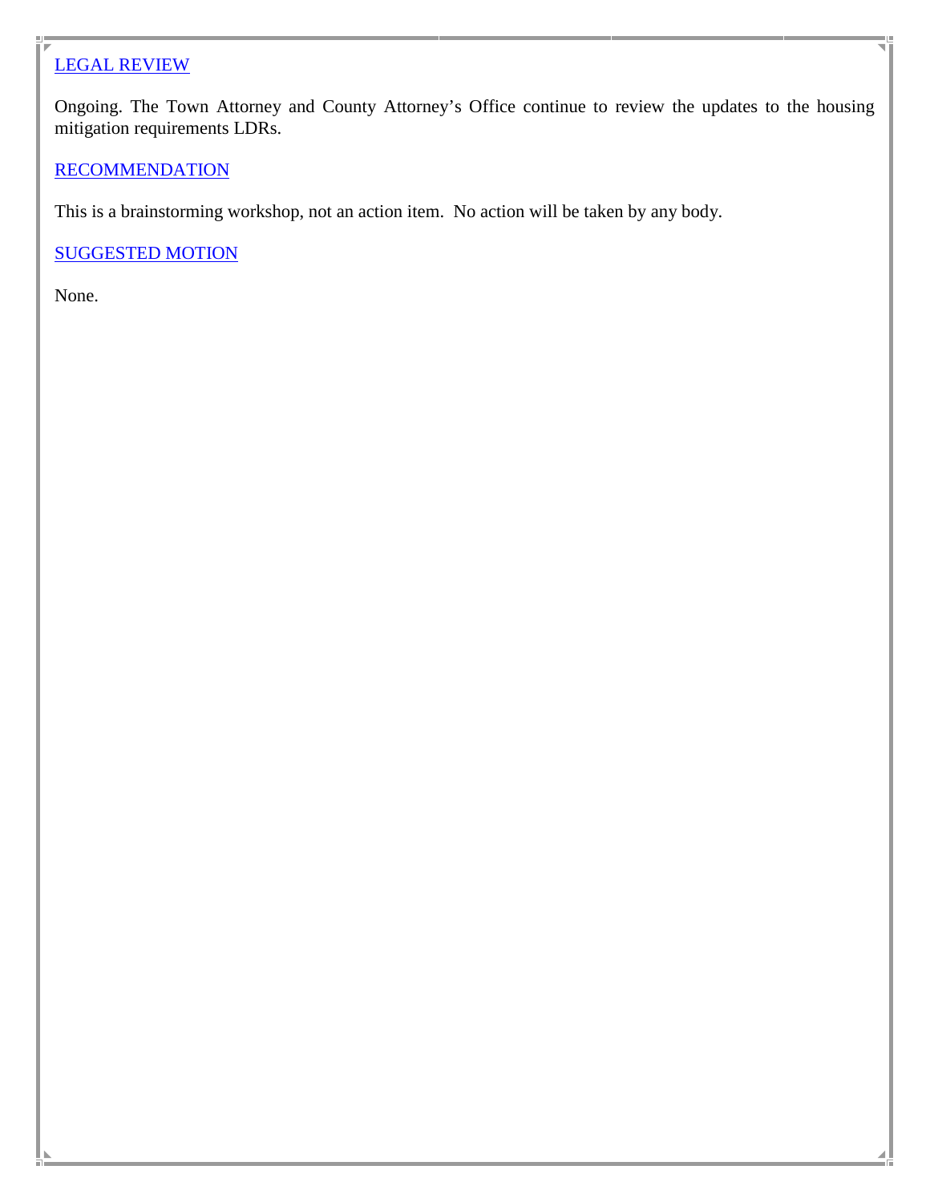## LEGAL REVIEW

Ongoing. The Town Attorney and County Attorney's Office continue to review the updates to the housing mitigation requirements LDRs.

## RECOMMENDATION

This is a brainstorming workshop, not an action item. No action will be taken by any body.

## SUGGESTED MOTION

None.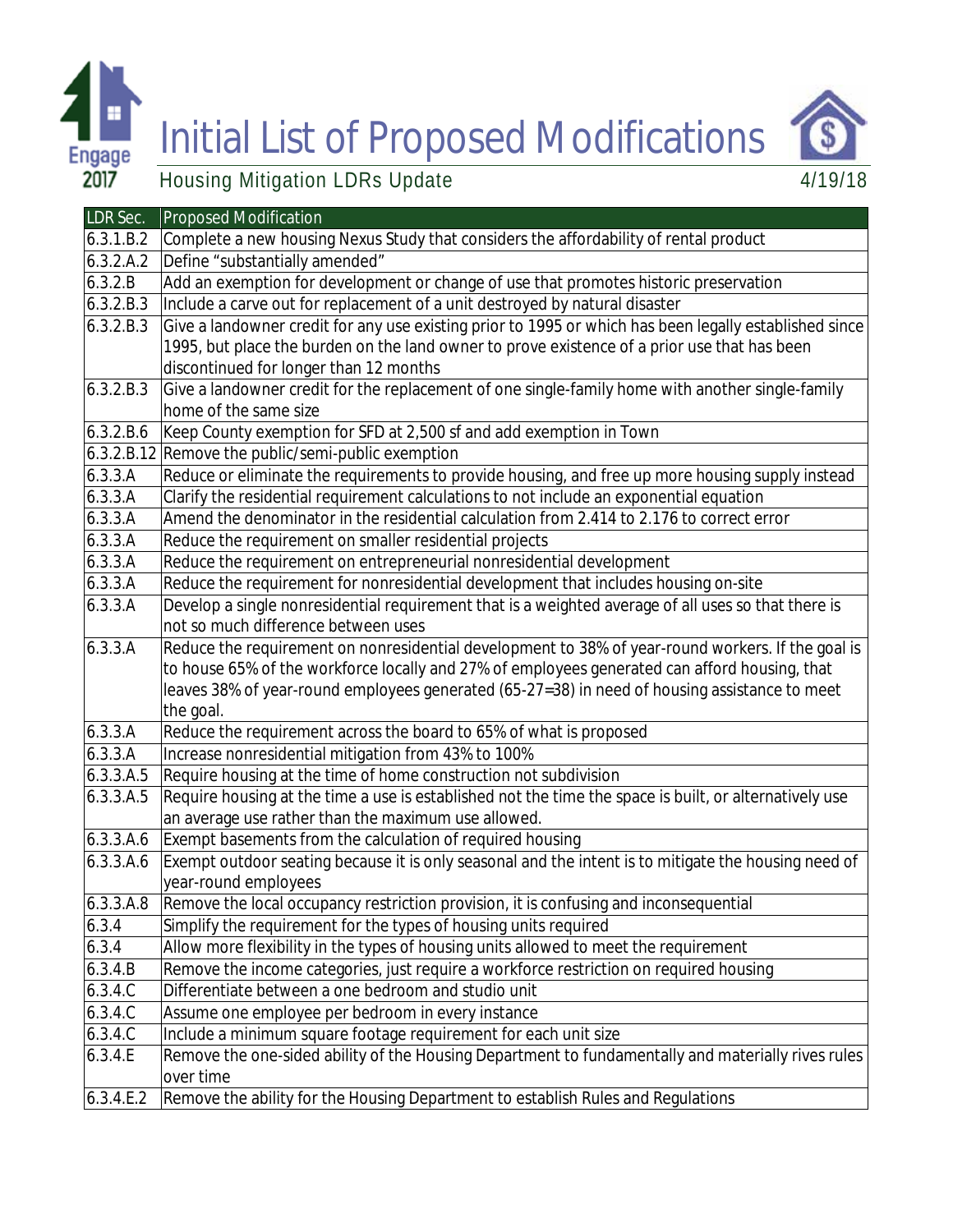# Initial List of Proposed Modifications

## Housing Mitigation LDRs Update

4/19/18

| LDR Sec. | Proposed Modification |
|---|---|
| 6.3.1.B.2 | Complete a new housing Nexus Study that considers the affordability of rental product |
| 6.3.2.A.2 | Define "substantially amended" |
| 6.3.2.B | Add an exemption for development or change of use that promotes historic preservation |
| 6.3.2.B.3 | Include a carve out for replacement of a unit destroyed by natural disaster |
| 6.3.2.B.3 | Give a landowner credit for any use existing prior to 1995 or which has been legally established since 1995, but place the burden on the land owner to prove existence of a prior use that has been discontinued for longer than 12 months |
| 6.3.2.B.3 | Give a landowner credit for the replacement of one single-family home with another single-family home of the same size |
| 6.3.2.B.6 | Keep County exemption for SFD at 2,500 sf and add exemption in Town |
| 6.3.2.B.12 | Remove the public/semi-public exemption |
| 6.3.3.A | Reduce or eliminate the requirements to provide housing, and free up more housing supply instead |
| 6.3.3.A | Clarify the residential requirement calculations to not include an exponential equation |
| 6.3.3.A | Amend the denominator in the residential calculation from 2.414 to 2.176 to correct error |
| 6.3.3.A | Reduce the requirement on smaller residential projects |
| 6.3.3.A | Reduce the requirement on entrepreneurial nonresidential development |
| 6.3.3.A | Reduce the requirement for nonresidential development that includes housing on-site |
| 6.3.3.A | Develop a single nonresidential requirement that is a weighted average of all uses so that there is not so much difference between uses |
| 6.3.3.A | Reduce the requirement on nonresidential development to 38% of year-round workers. If the goal is to house 65% of the workforce locally and 27% of employees generated can afford housing, that leaves 38% of year-round employees generated (65-27=38) in need of housing assistance to meet the goal. |
| 6.3.3.A | Reduce the requirement across the board to 65% of what is proposed |
| 6.3.3.A | Increase nonresidential mitigation from 43% to 100% |
| 6.3.3.A.5 | Require housing at the time of home construction not subdivision |
| 6.3.3.A.5 | Require housing at the time a use is established not the time the space is built, or alternatively use an average use rather than the maximum use allowed. |
| 6.3.3.A.6 | Exempt basements from the calculation of required housing |
| 6.3.3.A.6 | Exempt outdoor seating because it is only seasonal and the intent is to mitigate the housing need of year-round employees |
| 6.3.3.A.8 | Remove the local occupancy restriction provision, it is confusing and inconsequential |
| 6.3.4 | Simplify the requirement for the types of housing units required |
| 6.3.4 | Allow more flexibility in the types of housing units allowed to meet the requirement |
| 6.3.4.B | Remove the income categories, just require a workforce restriction on required housing |
| 6.3.4.C | Differentiate between a one bedroom and studio unit |
| 6.3.4.C | Assume one employee per bedroom in every instance |
| 6.3.4.C | Include a minimum square footage requirement for each unit size |
| 6.3.4.E | Remove the one-sided ability of the Housing Department to fundamentally and materially rives rules over time |
| 6.3.4.E.2 | Remove the ability for the Housing Department to establish Rules and Regulations |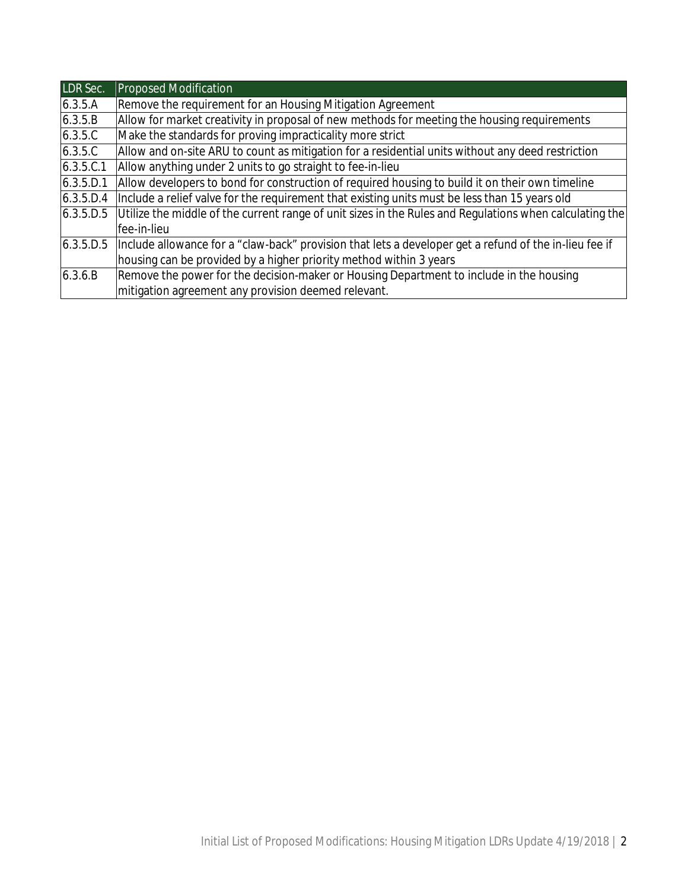| LDR Sec. | Proposed Modification |
|---|---|
| 6.3.5.A | Remove the requirement for an Housing Mitigation Agreement |
| 6.3.5.B | Allow for market creativity in proposal of new methods for meeting the housing requirements |
| 6.3.5.C | Make the standards for proving impracticality more strict |
| 6.3.5.C | Allow and on-site ARU to count as mitigation for a residential units without any deed restriction |
| 6.3.5.C.1 | Allow anything under 2 units to go straight to fee-in-lieu |
| 6.3.5.D.1 | Allow developers to bond for construction of required housing to build it on their own timeline |
| 6.3.5.D.4 | Include a relief valve for the requirement that existing units must be less than 15 years old |
| 6.3.5.D.5 | Utilize the middle of the current range of unit sizes in the Rules and Regulations when calculating the fee-in-lieu |
| 6.3.5.D.5 | Include allowance for a "claw-back" provision that lets a developer get a refund of the in-lieu fee if housing can be provided by a higher priority method within 3 years |
| 6.3.6.B | Remove the power for the decision-maker or Housing Department to include in the housing mitigation agreement any provision deemed relevant. |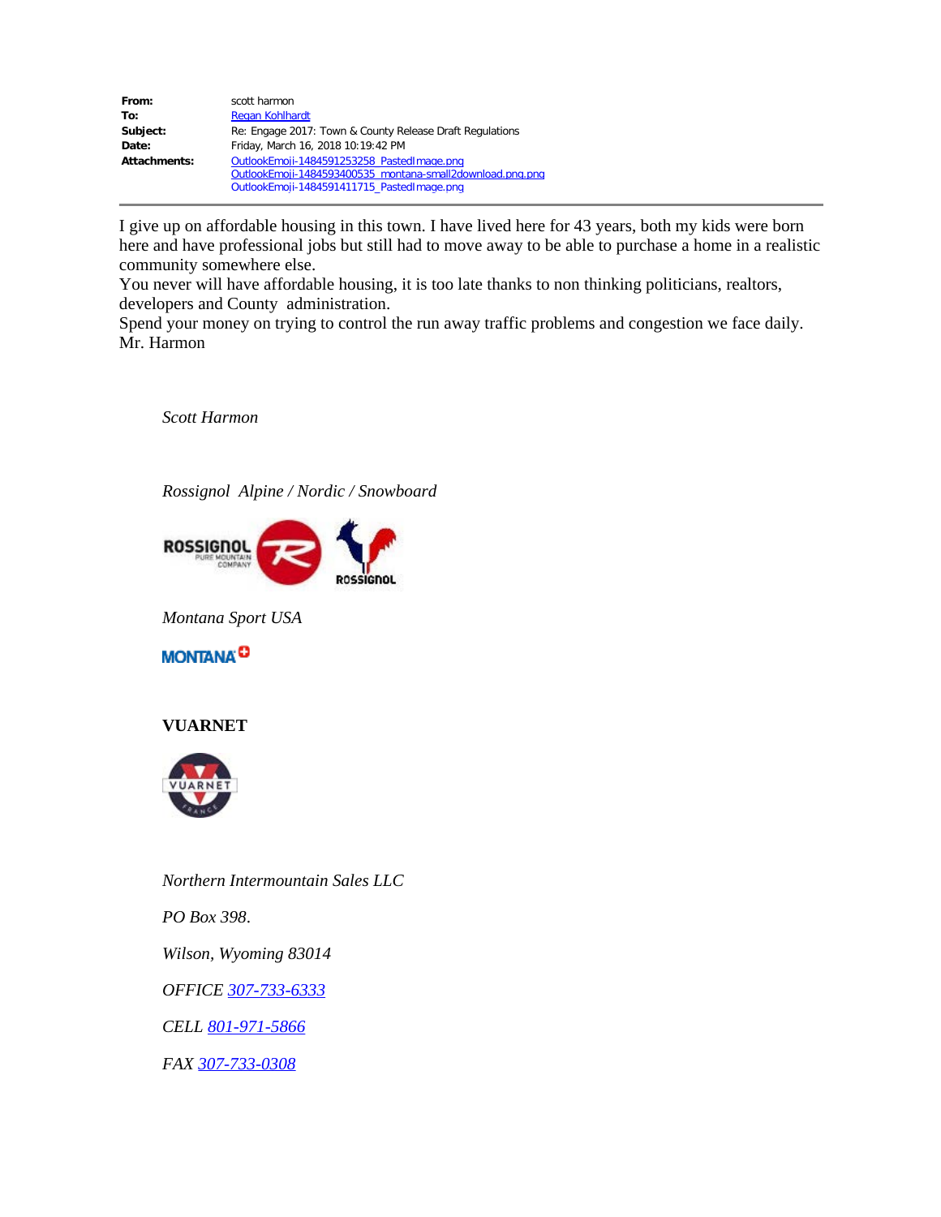| | |
|---|---|
| **From:** | scott harmon |
| **To:** | Regan Kohlhardt |
| **Subject:** | Re: Engage 2017: Town & County Release Draft Regulations |
| **Date:** | Friday, March 16, 2018 10:19:42 PM |
| **Attachments:** | OutlookEmoji-1484591253258_PastedImage.png<br>OutlookEmoji-1484593400535_montana-small2download.png.png<br>OutlookEmoji-1484591411715_PastedImage.png |

---

I give up on affordable housing in this town. I have lived here for 43 years, both my kids were born here and have professional jobs but still had to move away to be able to purchase a home in a realistic community somewhere else.
You never will have affordable housing, it is too late thanks to non thinking politicians, realtors, developers and County administration.
Spend your money on trying to control the run away traffic problems and congestion we face daily.
Mr. Harmon

*Scott Harmon*

*Rossignol Alpine / Nordic / Snowboard*

*Montana Sport USA*

**VUARNET**

*Northern Intermountain Sales LLC*

*PO Box 398.*

*Wilson, Wyoming 83014*

*OFFICE 307-733-6333*

*CELL 801-971-5866*

*FAX 307-733-0308*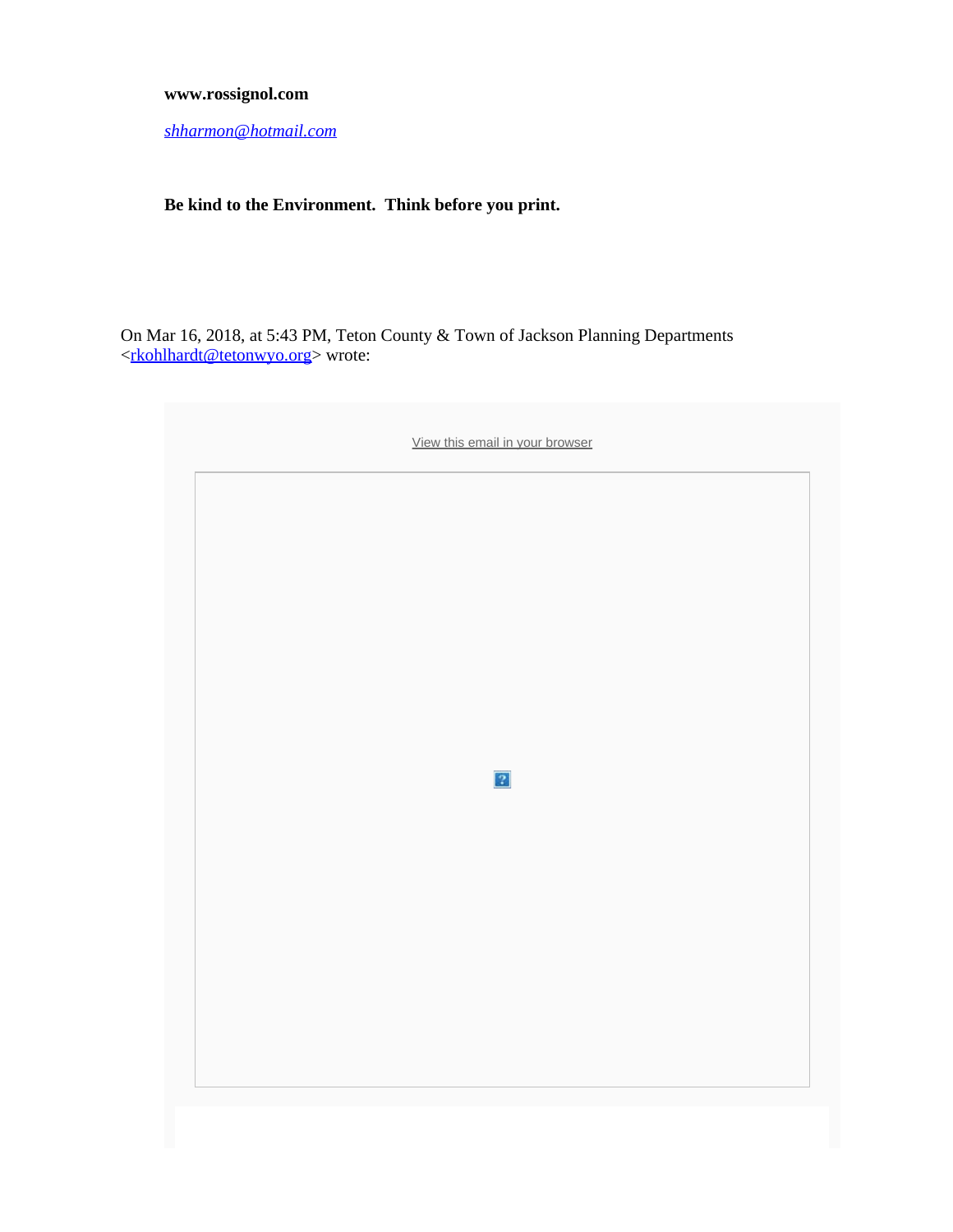**www.rossignol.com**

*shharmon@hotmail.com*

**Be kind to the Environment.  Think before you print.**

On Mar 16, 2018, at 5:43 PM, Teton County & Town of Jackson Planning Departments <rkohlhardt@tetonwyo.org> wrote:

View this email in your browser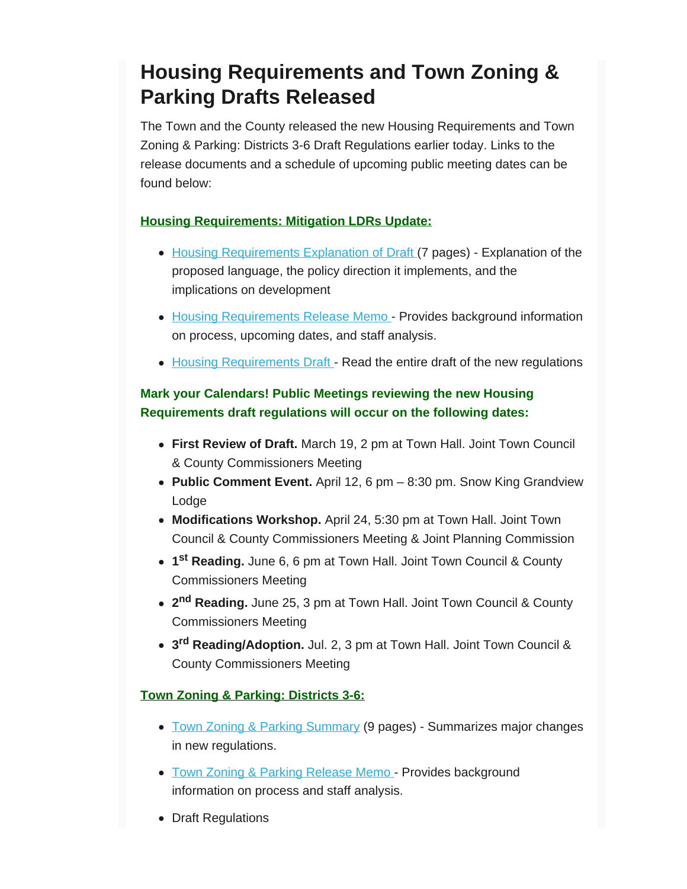# Housing Requirements and Town Zoning & Parking Drafts Released

The Town and the County released the new Housing Requirements and Town Zoning & Parking: Districts 3-6 Draft Regulations earlier today. Links to the release documents and a schedule of upcoming public meeting dates can be found below:

**Housing Requirements: Mitigation LDRs Update:**

- Housing Requirements Explanation of Draft (7 pages) - Explanation of the proposed language, the policy direction it implements, and the implications on development
- Housing Requirements Release Memo - Provides background information on process, upcoming dates, and staff analysis.
- Housing Requirements Draft - Read the entire draft of the new regulations

**Mark your Calendars! Public Meetings reviewing the new Housing Requirements draft regulations will occur on the following dates:**

- **First Review of Draft.** March 19, 2 pm at Town Hall. Joint Town Council & County Commissioners Meeting
- **Public Comment Event.** April 12, 6 pm – 8:30 pm. Snow King Grandview Lodge
- **Modifications Workshop.** April 24, 5:30 pm at Town Hall. Joint Town Council & County Commissioners Meeting & Joint Planning Commission
- **1st Reading.** June 6, 6 pm at Town Hall. Joint Town Council & County Commissioners Meeting
- **2nd Reading.** June 25, 3 pm at Town Hall. Joint Town Council & County Commissioners Meeting
- **3rd Reading/Adoption.** Jul. 2, 3 pm at Town Hall. Joint Town Council & County Commissioners Meeting

**Town Zoning & Parking: Districts 3-6:**

- Town Zoning & Parking Summary (9 pages) - Summarizes major changes in new regulations.
- Town Zoning & Parking Release Memo - Provides background information on process and staff analysis.
- Draft Regulations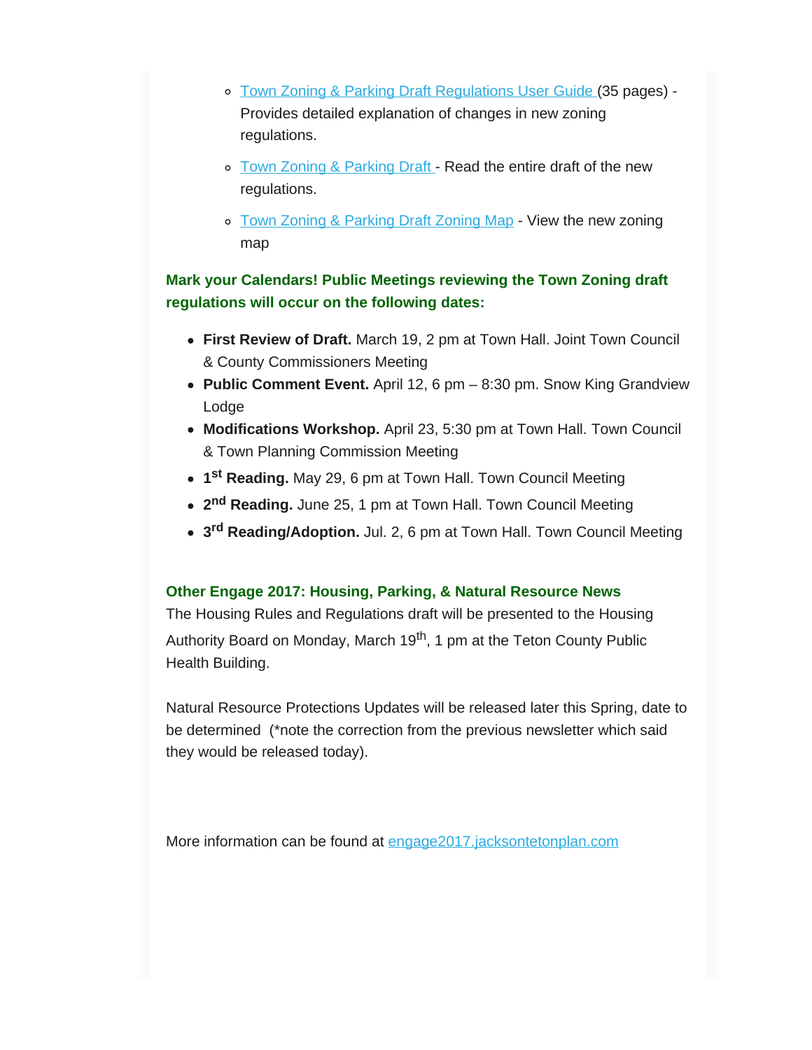- [Town Zoning & Parking Draft Regulations User Guide](#) (35 pages) - Provides detailed explanation of changes in new zoning regulations.
- [Town Zoning & Parking Draft](#) - Read the entire draft of the new regulations.
- [Town Zoning & Parking Draft Zoning Map](#) - View the new zoning map

**Mark your Calendars! Public Meetings reviewing the Town Zoning draft regulations will occur on the following dates:**

- **First Review of Draft.** March 19, 2 pm at Town Hall. Joint Town Council & County Commissioners Meeting
- **Public Comment Event.** April 12, 6 pm – 8:30 pm. Snow King Grandview Lodge
- **Modifications Workshop.** April 23, 5:30 pm at Town Hall. Town Council & Town Planning Commission Meeting
- **1st Reading.** May 29, 6 pm at Town Hall. Town Council Meeting
- **2nd Reading.** June 25, 1 pm at Town Hall. Town Council Meeting
- **3rd Reading/Adoption.** Jul. 2, 6 pm at Town Hall. Town Council Meeting

**Other Engage 2017: Housing, Parking, & Natural Resource News**

The Housing Rules and Regulations draft will be presented to the Housing Authority Board on Monday, March 19th, 1 pm at the Teton County Public Health Building.

Natural Resource Protections Updates will be released later this Spring, date to be determined (*note the correction from the previous newsletter which said they would be released today).

More information can be found at [engage2017.jacksontetonplan.com](engage2017.jacksontetonplan.com)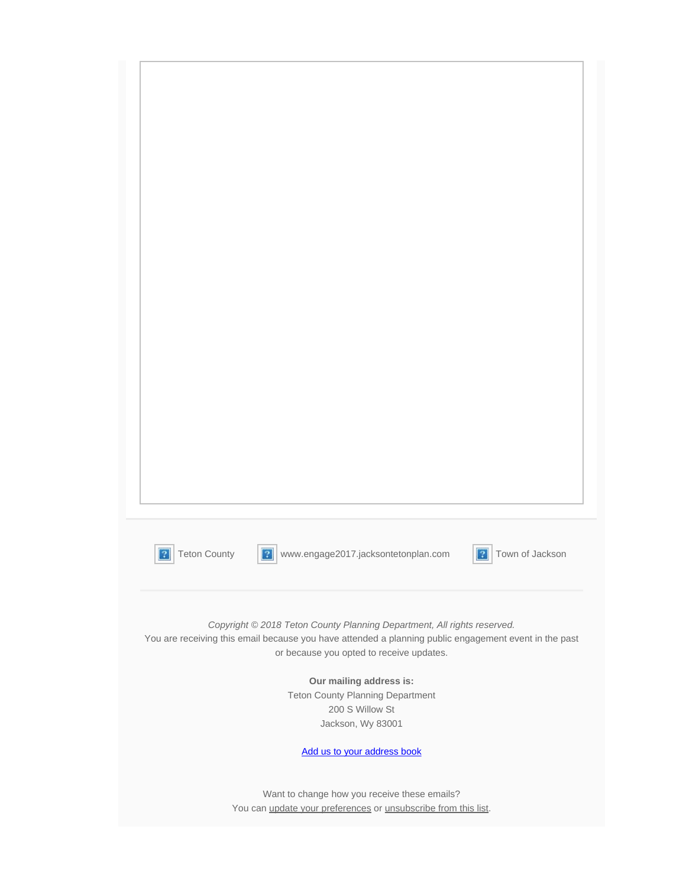Teton County    www.engage2017.jacksontetonplan.com    Town of Jackson

*Copyright © 2018 Teton County Planning Department, All rights reserved.*
You are receiving this email because you have attended a planning public engagement event in the past or because you opted to receive updates.

**Our mailing address is:**
Teton County Planning Department
200 S Willow St
Jackson, Wy 83001

Add us to your address book

Want to change how you receive these emails?
You can update your preferences or unsubscribe from this list.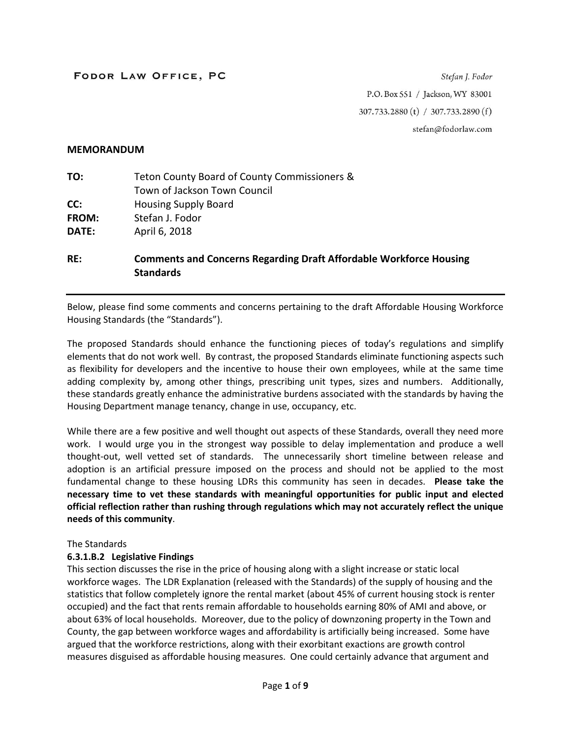**FODOR LAW OFFICE, PC**

*Stefan J. Fodor*
P.O. Box 551 / Jackson, WY 83001
307.733.2880 (t) / 307.733.2890 (f)
stefan@fodorlaw.com

**MEMORANDUM**

**TO:** Teton County Board of County Commissioners & Town of Jackson Town Council
**CC:** Housing Supply Board
**FROM:** Stefan J. Fodor
**DATE:** April 6, 2018

**RE: Comments and Concerns Regarding Draft Affordable Workforce Housing Standards**

---

Below, please find some comments and concerns pertaining to the draft Affordable Housing Workforce Housing Standards (the "Standards").

The proposed Standards should enhance the functioning pieces of today's regulations and simplify elements that do not work well. By contrast, the proposed Standards eliminate functioning aspects such as flexibility for developers and the incentive to house their own employees, while at the same time adding complexity by, among other things, prescribing unit types, sizes and numbers. Additionally, these standards greatly enhance the administrative burdens associated with the standards by having the Housing Department manage tenancy, change in use, occupancy, etc.

While there are a few positive and well thought out aspects of these Standards, overall they need more work. I would urge you in the strongest way possible to delay implementation and produce a well thought-out, well vetted set of standards. The unnecessarily short timeline between release and adoption is an artificial pressure imposed on the process and should not be applied to the most fundamental change to these housing LDRs this community has seen in decades. **Please take the necessary time to vet these standards with meaningful opportunities for public input and elected official reflection rather than rushing through regulations which may not accurately reflect the unique needs of this community**.

The Standards

**6.3.1.B.2 Legislative Findings**

This section discusses the rise in the price of housing along with a slight increase or static local workforce wages. The LDR Explanation (released with the Standards) of the supply of housing and the statistics that follow completely ignore the rental market (about 45% of current housing stock is renter occupied) and the fact that rents remain affordable to households earning 80% of AMI and above, or about 63% of local households. Moreover, due to the policy of downzoning property in the Town and County, the gap between workforce wages and affordability is artificially being increased. Some have argued that the workforce restrictions, along with their exorbitant exactions are growth control measures disguised as affordable housing measures. One could certainly advance that argument and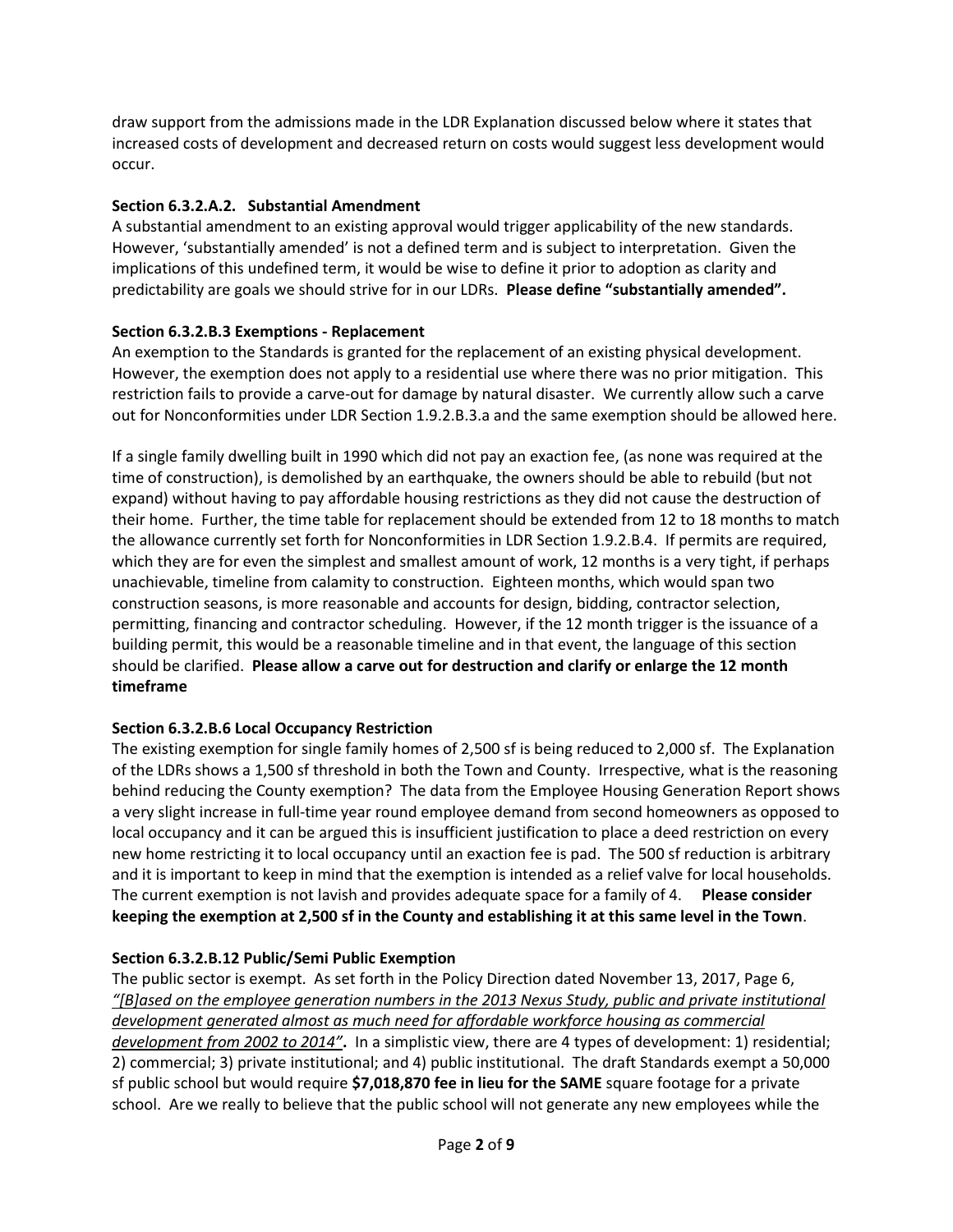draw support from the admissions made in the LDR Explanation discussed below where it states that increased costs of development and decreased return on costs would suggest less development would occur.

**Section 6.3.2.A.2. Substantial Amendment**

A substantial amendment to an existing approval would trigger applicability of the new standards. However, 'substantially amended' is not a defined term and is subject to interpretation. Given the implications of this undefined term, it would be wise to define it prior to adoption as clarity and predictability are goals we should strive for in our LDRs. **Please define "substantially amended".**

**Section 6.3.2.B.3 Exemptions - Replacement**

An exemption to the Standards is granted for the replacement of an existing physical development. However, the exemption does not apply to a residential use where there was no prior mitigation. This restriction fails to provide a carve-out for damage by natural disaster. We currently allow such a carve out for Nonconformities under LDR Section 1.9.2.B.3.a and the same exemption should be allowed here.

If a single family dwelling built in 1990 which did not pay an exaction fee, (as none was required at the time of construction), is demolished by an earthquake, the owners should be able to rebuild (but not expand) without having to pay affordable housing restrictions as they did not cause the destruction of their home. Further, the time table for replacement should be extended from 12 to 18 months to match the allowance currently set forth for Nonconformities in LDR Section 1.9.2.B.4. If permits are required, which they are for even the simplest and smallest amount of work, 12 months is a very tight, if perhaps unachievable, timeline from calamity to construction. Eighteen months, which would span two construction seasons, is more reasonable and accounts for design, bidding, contractor selection, permitting, financing and contractor scheduling. However, if the 12 month trigger is the issuance of a building permit, this would be a reasonable timeline and in that event, the language of this section should be clarified. **Please allow a carve out for destruction and clarify or enlarge the 12 month timeframe**

**Section 6.3.2.B.6 Local Occupancy Restriction**

The existing exemption for single family homes of 2,500 sf is being reduced to 2,000 sf. The Explanation of the LDRs shows a 1,500 sf threshold in both the Town and County. Irrespective, what is the reasoning behind reducing the County exemption? The data from the Employee Housing Generation Report shows a very slight increase in full-time year round employee demand from second homeowners as opposed to local occupancy and it can be argued this is insufficient justification to place a deed restriction on every new home restricting it to local occupancy until an exaction fee is pad. The 500 sf reduction is arbitrary and it is important to keep in mind that the exemption is intended as a relief valve for local households. The current exemption is not lavish and provides adequate space for a family of 4. **Please consider keeping the exemption at 2,500 sf in the County and establishing it at this same level in the Town**.

**Section 6.3.2.B.12 Public/Semi Public Exemption**

The public sector is exempt. As set forth in the Policy Direction dated November 13, 2017, Page 6, *"[B]ased on the employee generation numbers in the 2013 Nexus Study, public and private institutional development generated almost as much need for affordable workforce housing as commercial development from 2002 to 2014"***.** In a simplistic view, there are 4 types of development: 1) residential; 2) commercial; 3) private institutional; and 4) public institutional. The draft Standards exempt a 50,000 sf public school but would require **$7,018,870 fee in lieu for the SAME** square footage for a private school. Are we really to believe that the public school will not generate any new employees while the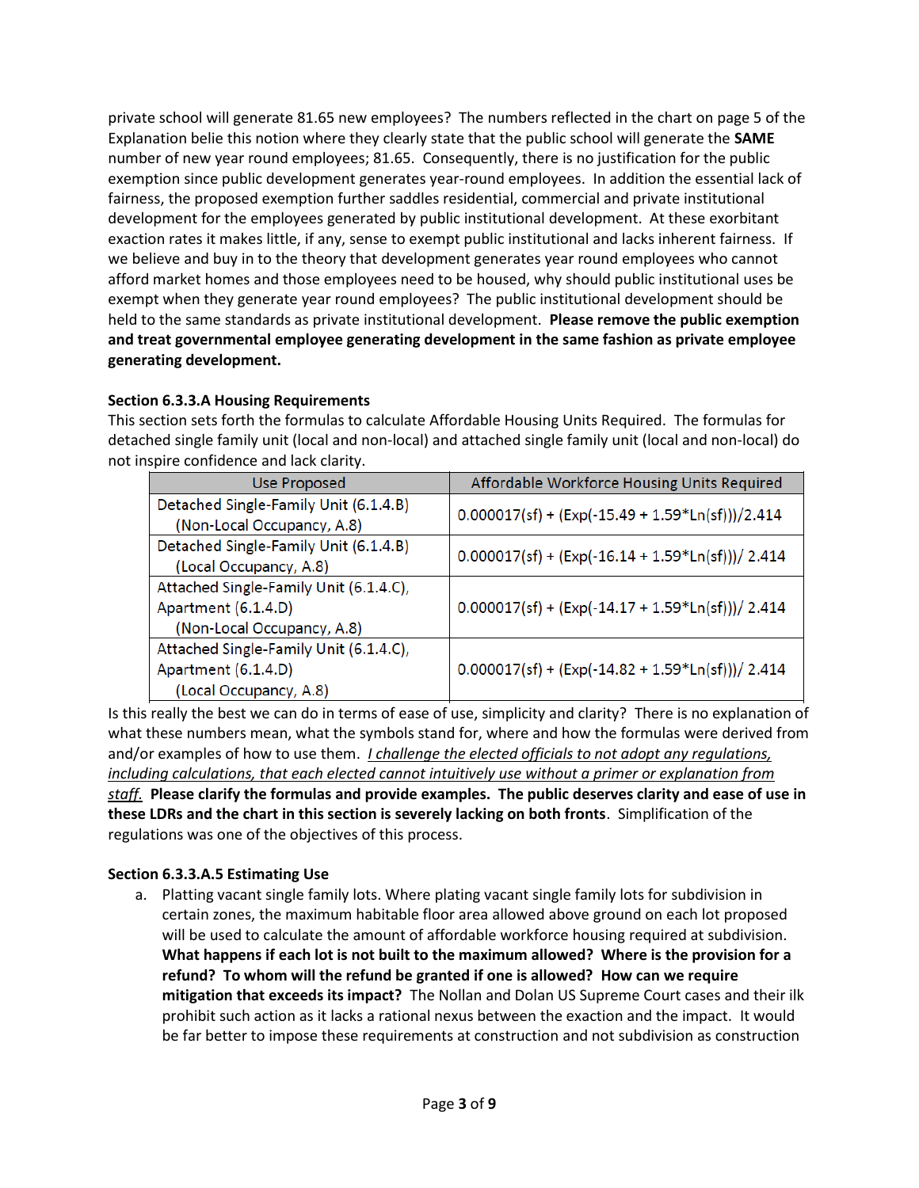private school will generate 81.65 new employees? The numbers reflected in the chart on page 5 of the Explanation belie this notion where they clearly state that the public school will generate the **SAME** number of new year round employees; 81.65. Consequently, there is no justification for the public exemption since public development generates year-round employees. In addition the essential lack of fairness, the proposed exemption further saddles residential, commercial and private institutional development for the employees generated by public institutional development. At these exorbitant exaction rates it makes little, if any, sense to exempt public institutional and lacks inherent fairness. If we believe and buy in to the theory that development generates year round employees who cannot afford market homes and those employees need to be housed, why should public institutional uses be exempt when they generate year round employees? The public institutional development should be held to the same standards as private institutional development. **Please remove the public exemption and treat governmental employee generating development in the same fashion as private employee generating development.**

**Section 6.3.3.A Housing Requirements**

This section sets forth the formulas to calculate Affordable Housing Units Required. The formulas for detached single family unit (local and non-local) and attached single family unit (local and non-local) do not inspire confidence and lack clarity.

| Use Proposed | Affordable Workforce Housing Units Required |
|---|---|
| Detached Single-Family Unit (6.1.4.B) (Non-Local Occupancy, A.8) | 0.000017(sf) + (Exp(-15.49 + 1.59*Ln(sf)))/2.414 |
| Detached Single-Family Unit (6.1.4.B) (Local Occupancy, A.8) | 0.000017(sf) + (Exp(-16.14 + 1.59*Ln(sf)))/ 2.414 |
| Attached Single-Family Unit (6.1.4.C), Apartment (6.1.4.D) (Non-Local Occupancy, A.8) | 0.000017(sf) + (Exp(-14.17 + 1.59*Ln(sf)))/ 2.414 |
| Attached Single-Family Unit (6.1.4.C), Apartment (6.1.4.D) (Local Occupancy, A.8) | 0.000017(sf) + (Exp(-14.82 + 1.59*Ln(sf)))/ 2.414 |

Is this really the best we can do in terms of ease of use, simplicity and clarity? There is no explanation of what these numbers mean, what the symbols stand for, where and how the formulas were derived from and/or examples of how to use them. *I challenge the elected officials to not adopt any regulations, including calculations, that each elected cannot intuitively use without a primer or explanation from staff.* **Please clarify the formulas and provide examples. The public deserves clarity and ease of use in these LDRs and the chart in this section is severely lacking on both fronts**. Simplification of the regulations was one of the objectives of this process.

**Section 6.3.3.A.5 Estimating Use**

a. Platting vacant single family lots. Where plating vacant single family lots for subdivision in certain zones, the maximum habitable floor area allowed above ground on each lot proposed will be used to calculate the amount of affordable workforce housing required at subdivision. **What happens if each lot is not built to the maximum allowed? Where is the provision for a refund? To whom will the refund be granted if one is allowed? How can we require mitigation that exceeds its impact?** The Nollan and Dolan US Supreme Court cases and their ilk prohibit such action as it lacks a rational nexus between the exaction and the impact. It would be far better to impose these requirements at construction and not subdivision as construction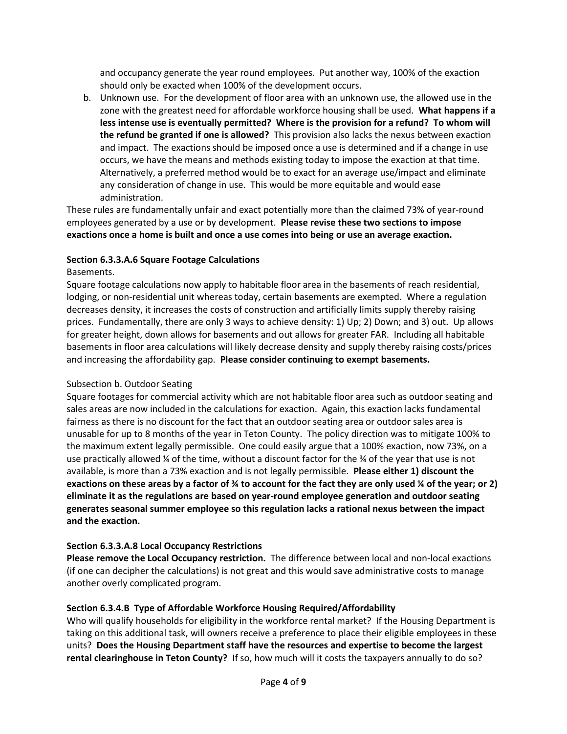and occupancy generate the year round employees. Put another way, 100% of the exaction should only be exacted when 100% of the development occurs.

b. Unknown use. For the development of floor area with an unknown use, the allowed use in the zone with the greatest need for affordable workforce housing shall be used. **What happens if a less intense use is eventually permitted? Where is the provision for a refund? To whom will the refund be granted if one is allowed?** This provision also lacks the nexus between exaction and impact. The exactions should be imposed once a use is determined and if a change in use occurs, we have the means and methods existing today to impose the exaction at that time. Alternatively, a preferred method would be to exact for an average use/impact and eliminate any consideration of change in use. This would be more equitable and would ease administration.

These rules are fundamentally unfair and exact potentially more than the claimed 73% of year-round employees generated by a use or by development. **Please revise these two sections to impose exactions once a home is built and once a use comes into being or use an average exaction.**

**Section 6.3.3.A.6 Square Footage Calculations**

Basements.

Square footage calculations now apply to habitable floor area in the basements of reach residential, lodging, or non-residential unit whereas today, certain basements are exempted. Where a regulation decreases density, it increases the costs of construction and artificially limits supply thereby raising prices. Fundamentally, there are only 3 ways to achieve density: 1) Up; 2) Down; and 3) out. Up allows for greater height, down allows for basements and out allows for greater FAR. Including all habitable basements in floor area calculations will likely decrease density and supply thereby raising costs/prices and increasing the affordability gap. **Please consider continuing to exempt basements.**

Subsection b. Outdoor Seating

Square footages for commercial activity which are not habitable floor area such as outdoor seating and sales areas are now included in the calculations for exaction. Again, this exaction lacks fundamental fairness as there is no discount for the fact that an outdoor seating area or outdoor sales area is unusable for up to 8 months of the year in Teton County. The policy direction was to mitigate 100% to the maximum extent legally permissible. One could easily argue that a 100% exaction, now 73%, on a use practically allowed ¼ of the time, without a discount factor for the ¾ of the year that use is not available, is more than a 73% exaction and is not legally permissible. **Please either 1) discount the exactions on these areas by a factor of ¾ to account for the fact they are only used ¼ of the year; or 2) eliminate it as the regulations are based on year-round employee generation and outdoor seating generates seasonal summer employee so this regulation lacks a rational nexus between the impact and the exaction.**

**Section 6.3.3.A.8 Local Occupancy Restrictions**

**Please remove the Local Occupancy restriction.** The difference between local and non-local exactions (if one can decipher the calculations) is not great and this would save administrative costs to manage another overly complicated program.

**Section 6.3.4.B Type of Affordable Workforce Housing Required/Affordability**

Who will qualify households for eligibility in the workforce rental market? If the Housing Department is taking on this additional task, will owners receive a preference to place their eligible employees in these units? **Does the Housing Department staff have the resources and expertise to become the largest rental clearinghouse in Teton County?** If so, how much will it costs the taxpayers annually to do so?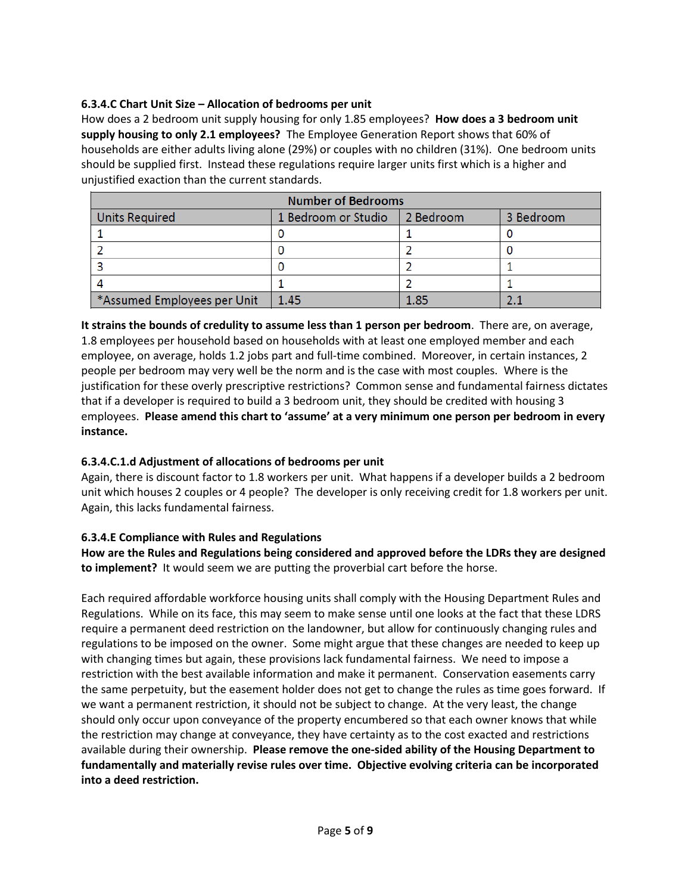**6.3.4.C Chart Unit Size – Allocation of bedrooms per unit**

How does a 2 bedroom unit supply housing for only 1.85 employees? **How does a 3 bedroom unit supply housing to only 2.1 employees?** The Employee Generation Report shows that 60% of households are either adults living alone (29%) or couples with no children (31%). One bedroom units should be supplied first. Instead these regulations require larger units first which is a higher and unjustified exaction than the current standards.

| Number of Bedrooms | | | |
|---|---|---|---|
| Units Required | 1 Bedroom or Studio | 2 Bedroom | 3 Bedroom |
| 1 | 0 | 1 | 0 |
| 2 | 0 | 2 | 0 |
| 3 | 0 | 2 | 1 |
| 4 | 1 | 2 | 1 |
| *Assumed Employees per Unit | 1.45 | 1.85 | 2.1 |

**It strains the bounds of credulity to assume less than 1 person per bedroom**. There are, on average, 1.8 employees per household based on households with at least one employed member and each employee, on average, holds 1.2 jobs part and full-time combined. Moreover, in certain instances, 2 people per bedroom may very well be the norm and is the case with most couples. Where is the justification for these overly prescriptive restrictions? Common sense and fundamental fairness dictates that if a developer is required to build a 3 bedroom unit, they should be credited with housing 3 employees. **Please amend this chart to 'assume' at a very minimum one person per bedroom in every instance.**

**6.3.4.C.1.d Adjustment of allocations of bedrooms per unit**

Again, there is discount factor to 1.8 workers per unit. What happens if a developer builds a 2 bedroom unit which houses 2 couples or 4 people? The developer is only receiving credit for 1.8 workers per unit. Again, this lacks fundamental fairness.

**6.3.4.E Compliance with Rules and Regulations**

**How are the Rules and Regulations being considered and approved before the LDRs they are designed to implement?** It would seem we are putting the proverbial cart before the horse.

Each required affordable workforce housing units shall comply with the Housing Department Rules and Regulations. While on its face, this may seem to make sense until one looks at the fact that these LDRS require a permanent deed restriction on the landowner, but allow for continuously changing rules and regulations to be imposed on the owner. Some might argue that these changes are needed to keep up with changing times but again, these provisions lack fundamental fairness. We need to impose a restriction with the best available information and make it permanent. Conservation easements carry the same perpetuity, but the easement holder does not get to change the rules as time goes forward. If we want a permanent restriction, it should not be subject to change. At the very least, the change should only occur upon conveyance of the property encumbered so that each owner knows that while the restriction may change at conveyance, they have certainty as to the cost exacted and restrictions available during their ownership. **Please remove the one-sided ability of the Housing Department to fundamentally and materially revise rules over time. Objective evolving criteria can be incorporated into a deed restriction.**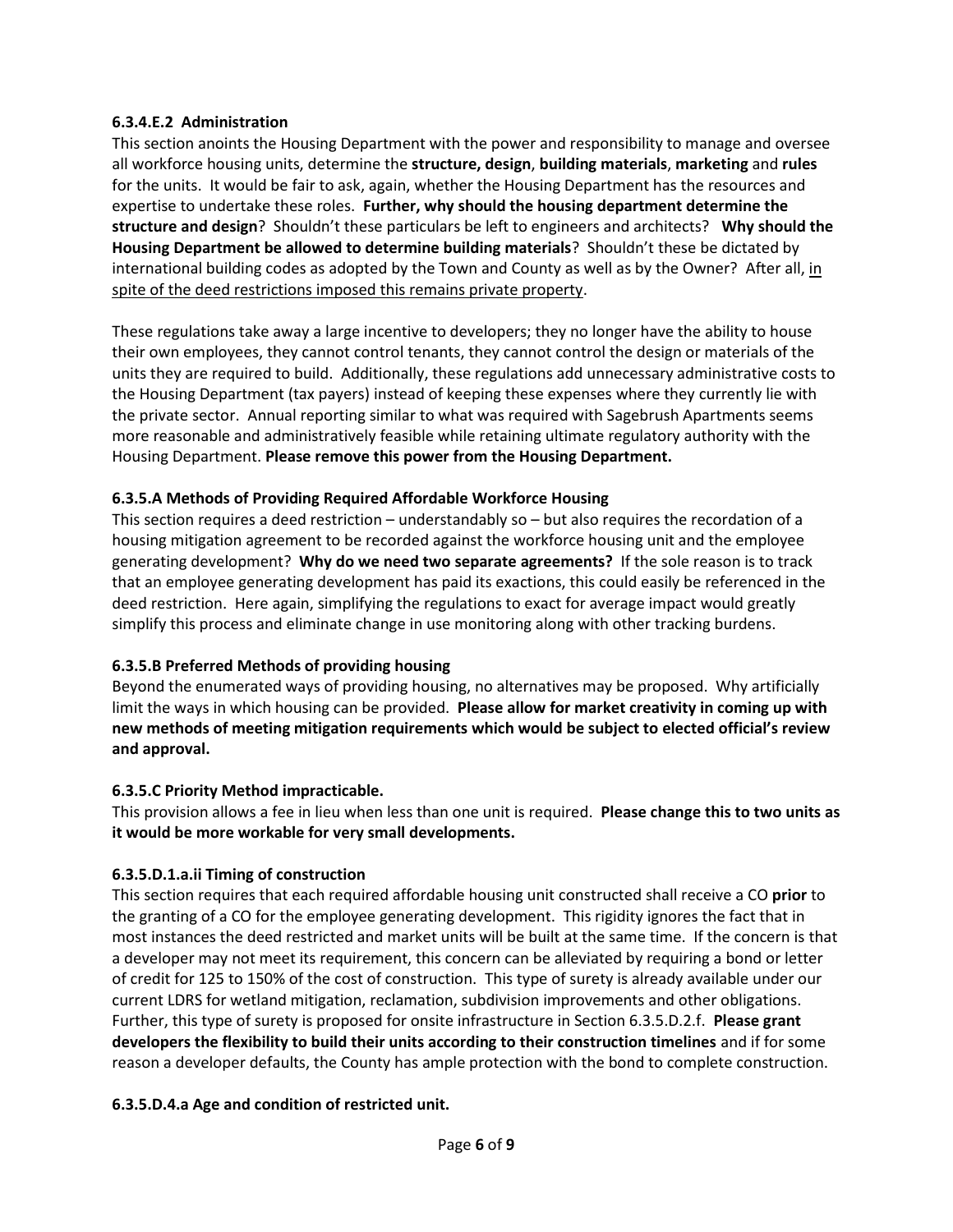**6.3.4.E.2 Administration**

This section anoints the Housing Department with the power and responsibility to manage and oversee all workforce housing units, determine the **structure, design**, **building materials**, **marketing** and **rules** for the units. It would be fair to ask, again, whether the Housing Department has the resources and expertise to undertake these roles. **Further, why should the housing department determine the structure and design**? Shouldn't these particulars be left to engineers and architects? **Why should the Housing Department be allowed to determine building materials**? Shouldn't these be dictated by international building codes as adopted by the Town and County as well as by the Owner? After all, <u>in spite of the deed restrictions imposed this remains private property</u>.

These regulations take away a large incentive to developers; they no longer have the ability to house their own employees, they cannot control tenants, they cannot control the design or materials of the units they are required to build. Additionally, these regulations add unnecessary administrative costs to the Housing Department (tax payers) instead of keeping these expenses where they currently lie with the private sector. Annual reporting similar to what was required with Sagebrush Apartments seems more reasonable and administratively feasible while retaining ultimate regulatory authority with the Housing Department. **Please remove this power from the Housing Department.**

**6.3.5.A Methods of Providing Required Affordable Workforce Housing**

This section requires a deed restriction – understandably so – but also requires the recordation of a housing mitigation agreement to be recorded against the workforce housing unit and the employee generating development? **Why do we need two separate agreements?** If the sole reason is to track that an employee generating development has paid its exactions, this could easily be referenced in the deed restriction. Here again, simplifying the regulations to exact for average impact would greatly simplify this process and eliminate change in use monitoring along with other tracking burdens.

**6.3.5.B Preferred Methods of providing housing**

Beyond the enumerated ways of providing housing, no alternatives may be proposed. Why artificially limit the ways in which housing can be provided. **Please allow for market creativity in coming up with new methods of meeting mitigation requirements which would be subject to elected official's review and approval.**

**6.3.5.C Priority Method impracticable.**

This provision allows a fee in lieu when less than one unit is required. **Please change this to two units as it would be more workable for very small developments.**

**6.3.5.D.1.a.ii Timing of construction**

This section requires that each required affordable housing unit constructed shall receive a CO **prior** to the granting of a CO for the employee generating development. This rigidity ignores the fact that in most instances the deed restricted and market units will be built at the same time. If the concern is that a developer may not meet its requirement, this concern can be alleviated by requiring a bond or letter of credit for 125 to 150% of the cost of construction. This type of surety is already available under our current LDRS for wetland mitigation, reclamation, subdivision improvements and other obligations. Further, this type of surety is proposed for onsite infrastructure in Section 6.3.5.D.2.f. **Please grant developers the flexibility to build their units according to their construction timelines** and if for some reason a developer defaults, the County has ample protection with the bond to complete construction.

**6.3.5.D.4.a Age and condition of restricted unit.**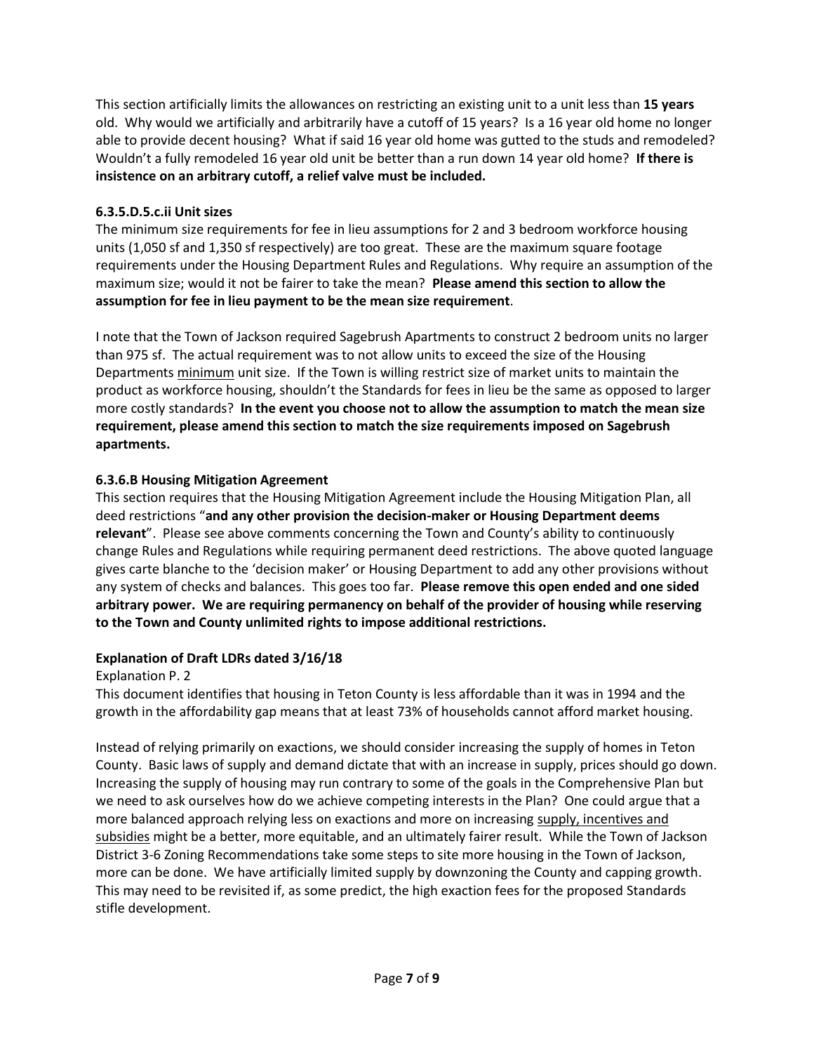This section artificially limits the allowances on restricting an existing unit to a unit less than **15 years** old. Why would we artificially and arbitrarily have a cutoff of 15 years? Is a 16 year old home no longer able to provide decent housing? What if said 16 year old home was gutted to the studs and remodeled? Wouldn't a fully remodeled 16 year old unit be better than a run down 14 year old home? **If there is insistence on an arbitrary cutoff, a relief valve must be included.**

**6.3.5.D.5.c.ii Unit sizes**

The minimum size requirements for fee in lieu assumptions for 2 and 3 bedroom workforce housing units (1,050 sf and 1,350 sf respectively) are too great. These are the maximum square footage requirements under the Housing Department Rules and Regulations. Why require an assumption of the maximum size; would it not be fairer to take the mean? **Please amend this section to allow the assumption for fee in lieu payment to be the mean size requirement**.

I note that the Town of Jackson required Sagebrush Apartments to construct 2 bedroom units no larger than 975 sf. The actual requirement was to not allow units to exceed the size of the Housing Departments <u>minimum</u> unit size. If the Town is willing restrict size of market units to maintain the product as workforce housing, shouldn't the Standards for fees in lieu be the same as opposed to larger more costly standards? **In the event you choose not to allow the assumption to match the mean size requirement, please amend this section to match the size requirements imposed on Sagebrush apartments.**

**6.3.6.B Housing Mitigation Agreement**

This section requires that the Housing Mitigation Agreement include the Housing Mitigation Plan, all deed restrictions "**and any other provision the decision-maker or Housing Department deems relevant**". Please see above comments concerning the Town and County's ability to continuously change Rules and Regulations while requiring permanent deed restrictions. The above quoted language gives carte blanche to the 'decision maker' or Housing Department to add any other provisions without any system of checks and balances. This goes too far. **Please remove this open ended and one sided arbitrary power. We are requiring permanency on behalf of the provider of housing while reserving to the Town and County unlimited rights to impose additional restrictions.**

**Explanation of Draft LDRs dated 3/16/18**

Explanation P. 2

This document identifies that housing in Teton County is less affordable than it was in 1994 and the growth in the affordability gap means that at least 73% of households cannot afford market housing.

Instead of relying primarily on exactions, we should consider increasing the supply of homes in Teton County. Basic laws of supply and demand dictate that with an increase in supply, prices should go down. Increasing the supply of housing may run contrary to some of the goals in the Comprehensive Plan but we need to ask ourselves how do we achieve competing interests in the Plan? One could argue that a more balanced approach relying less on exactions and more on increasing <u>supply, incentives and subsidies</u> might be a better, more equitable, and an ultimately fairer result. While the Town of Jackson District 3-6 Zoning Recommendations take some steps to site more housing in the Town of Jackson, more can be done. We have artificially limited supply by downzoning the County and capping growth. This may need to be revisited if, as some predict, the high exaction fees for the proposed Standards stifle development.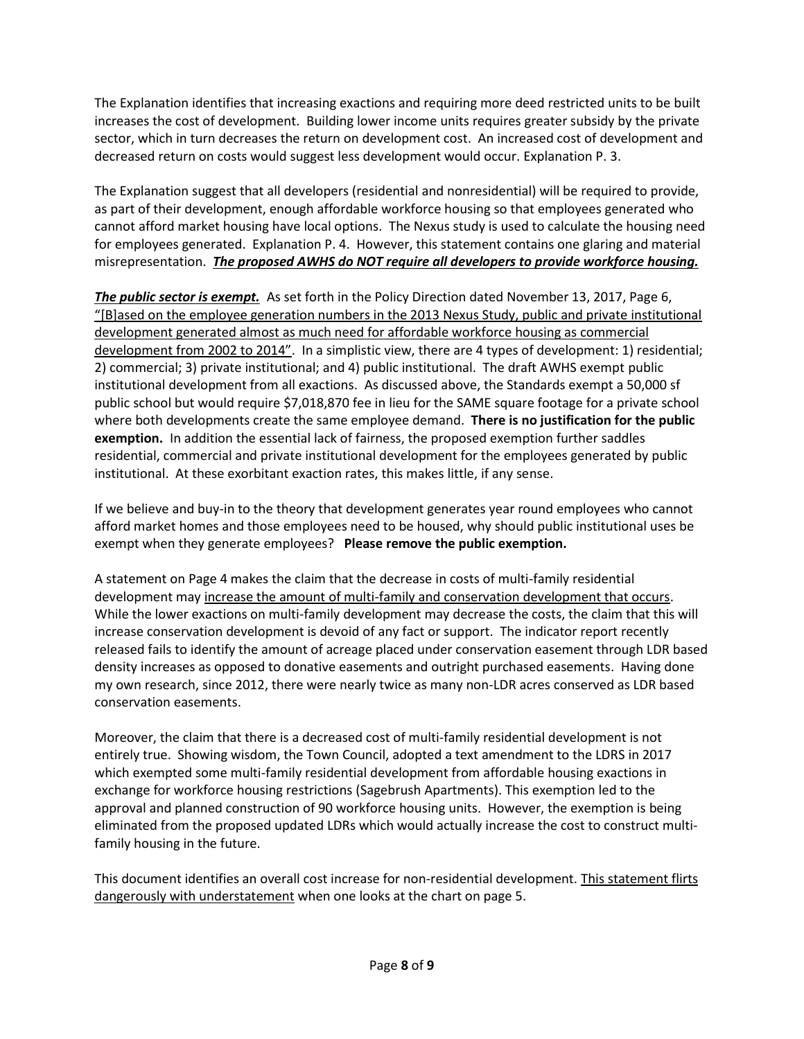The Explanation identifies that increasing exactions and requiring more deed restricted units to be built increases the cost of development. Building lower income units requires greater subsidy by the private sector, which in turn decreases the return on development cost. An increased cost of development and decreased return on costs would suggest less development would occur. Explanation P. 3.

The Explanation suggest that all developers (residential and nonresidential) will be required to provide, as part of their development, enough affordable workforce housing so that employees generated who cannot afford market housing have local options. The Nexus study is used to calculate the housing need for employees generated. Explanation P. 4. However, this statement contains one glaring and material misrepresentation. ***<u>The proposed AWHS do NOT require all developers to provide workforce housing.</u>***

***<u>The public sector is exempt.</u>*** As set forth in the Policy Direction dated November 13, 2017, Page 6, <u>"[B]ased on the employee generation numbers in the 2013 Nexus Study, public and private institutional development generated almost as much need for affordable workforce housing as commercial development from 2002 to 2014"</u>. In a simplistic view, there are 4 types of development: 1) residential; 2) commercial; 3) private institutional; and 4) public institutional. The draft AWHS exempt public institutional development from all exactions. As discussed above, the Standards exempt a 50,000 sf public school but would require $7,018,870 fee in lieu for the SAME square footage for a private school where both developments create the same employee demand. **There is no justification for the public exemption.** In addition the essential lack of fairness, the proposed exemption further saddles residential, commercial and private institutional development for the employees generated by public institutional. At these exorbitant exaction rates, this makes little, if any sense.

If we believe and buy-in to the theory that development generates year round employees who cannot afford market homes and those employees need to be housed, why should public institutional uses be exempt when they generate employees? **Please remove the public exemption.**

A statement on Page 4 makes the claim that the decrease in costs of multi-family residential development may <u>increase the amount of multi-family and conservation development that occurs</u>. While the lower exactions on multi-family development may decrease the costs, the claim that this will increase conservation development is devoid of any fact or support. The indicator report recently released fails to identify the amount of acreage placed under conservation easement through LDR based density increases as opposed to donative easements and outright purchased easements. Having done my own research, since 2012, there were nearly twice as many non-LDR acres conserved as LDR based conservation easements.

Moreover, the claim that there is a decreased cost of multi-family residential development is not entirely true. Showing wisdom, the Town Council, adopted a text amendment to the LDRS in 2017 which exempted some multi-family residential development from affordable housing exactions in exchange for workforce housing restrictions (Sagebrush Apartments). This exemption led to the approval and planned construction of 90 workforce housing units. However, the exemption is being eliminated from the proposed updated LDRs which would actually increase the cost to construct multi-family housing in the future.

This document identifies an overall cost increase for non-residential development. <u>This statement flirts dangerously with understatement</u> when one looks at the chart on page 5.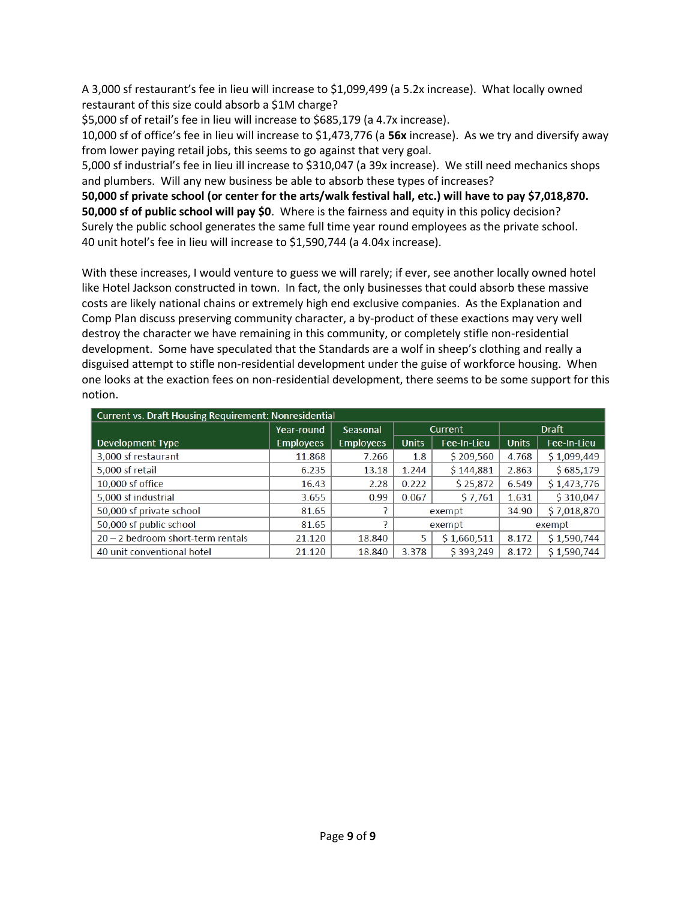A 3,000 sf restaurant's fee in lieu will increase to $1,099,499 (a 5.2x increase). What locally owned restaurant of this size could absorb a $1M charge?
$5,000 sf of retail's fee in lieu will increase to $685,179 (a 4.7x increase).
10,000 sf of office's fee in lieu will increase to $1,473,776 (a **56x** increase). As we try and diversify away from lower paying retail jobs, this seems to go against that very goal.
5,000 sf industrial's fee in lieu ill increase to $310,047 (a 39x increase). We still need mechanics shops and plumbers. Will any new business be able to absorb these types of increases?
**50,000 sf private school (or center for the arts/walk festival hall, etc.) will have to pay $7,018,870. 50,000 sf of public school will pay $0**. Where is the fairness and equity in this policy decision? Surely the public school generates the same full time year round employees as the private school.
40 unit hotel's fee in lieu will increase to $1,590,744 (a 4.04x increase).

With these increases, I would venture to guess we will rarely; if ever, see another locally owned hotel like Hotel Jackson constructed in town. In fact, the only businesses that could absorb these massive costs are likely national chains or extremely high end exclusive companies. As the Explanation and Comp Plan discuss preserving community character, a by-product of these exactions may very well destroy the character we have remaining in this community, or completely stifle non-residential development. Some have speculated that the Standards are a wolf in sheep's clothing and really a disguised attempt to stifle non-residential development under the guise of workforce housing. When one looks at the exaction fees on non-residential development, there seems to be some support for this notion.

| Current vs. Draft Housing Requirement: Nonresidential | | | | | | |
|---|---|---|---|---|---|---|
| | Year-round | Seasonal | Current | | Draft | |
| Development Type | Employees | Employees | Units | Fee-In-Lieu | Units | Fee-In-Lieu |
| 3,000 sf restaurant | 11.868 | 7.266 | 1.8 | $ 209,560 | 4.768 | $ 1,099,449 |
| 5,000 sf retail | 6.235 | 13.18 | 1.244 | $ 144,881 | 2.863 | $ 685,179 |
| 10,000 sf office | 16.43 | 2.28 | 0.222 | $ 25,872 | 6.549 | $ 1,473,776 |
| 5,000 sf industrial | 3.655 | 0.99 | 0.067 | $ 7,761 | 1.631 | $ 310,047 |
| 50,000 sf private school | 81.65 | ? | exempt | | 34.90 | $ 7,018,870 |
| 50,000 sf public school | 81.65 | ? | exempt | | exempt | |
| 20 – 2 bedroom short-term rentals | 21.120 | 18.840 | 5 | $ 1,660,511 | 8.172 | $ 1,590,744 |
| 40 unit conventional hotel | 21.120 | 18.840 | 3.378 | $ 393,249 | 8.172 | $ 1,590,744 |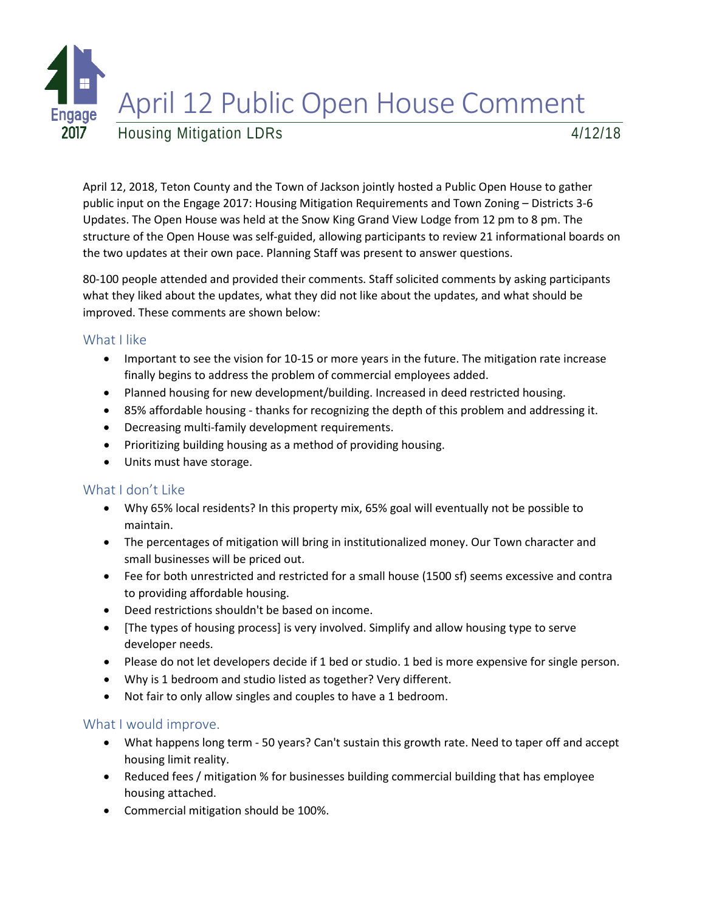# April 12 Public Open House Comment

## Housing Mitigation LDRs 4/12/18

April 12, 2018, Teton County and the Town of Jackson jointly hosted a Public Open House to gather public input on the Engage 2017: Housing Mitigation Requirements and Town Zoning – Districts 3-6 Updates. The Open House was held at the Snow King Grand View Lodge from 12 pm to 8 pm. The structure of the Open House was self-guided, allowing participants to review 21 informational boards on the two updates at their own pace. Planning Staff was present to answer questions.

80-100 people attended and provided their comments. Staff solicited comments by asking participants what they liked about the updates, what they did not like about the updates, and what should be improved. These comments are shown below:

### What I like

- Important to see the vision for 10-15 or more years in the future. The mitigation rate increase finally begins to address the problem of commercial employees added.
- Planned housing for new development/building. Increased in deed restricted housing.
- 85% affordable housing - thanks for recognizing the depth of this problem and addressing it.
- Decreasing multi-family development requirements.
- Prioritizing building housing as a method of providing housing.
- Units must have storage.

### What I don't Like

- Why 65% local residents? In this property mix, 65% goal will eventually not be possible to maintain.
- The percentages of mitigation will bring in institutionalized money. Our Town character and small businesses will be priced out.
- Fee for both unrestricted and restricted for a small house (1500 sf) seems excessive and contra to providing affordable housing.
- Deed restrictions shouldn't be based on income.
- [The types of housing process] is very involved. Simplify and allow housing type to serve developer needs.
- Please do not let developers decide if 1 bed or studio. 1 bed is more expensive for single person.
- Why is 1 bedroom and studio listed as together? Very different.
- Not fair to only allow singles and couples to have a 1 bedroom.

### What I would improve.

- What happens long term - 50 years? Can't sustain this growth rate. Need to taper off and accept housing limit reality.
- Reduced fees / mitigation % for businesses building commercial building that has employee housing attached.
- Commercial mitigation should be 100%.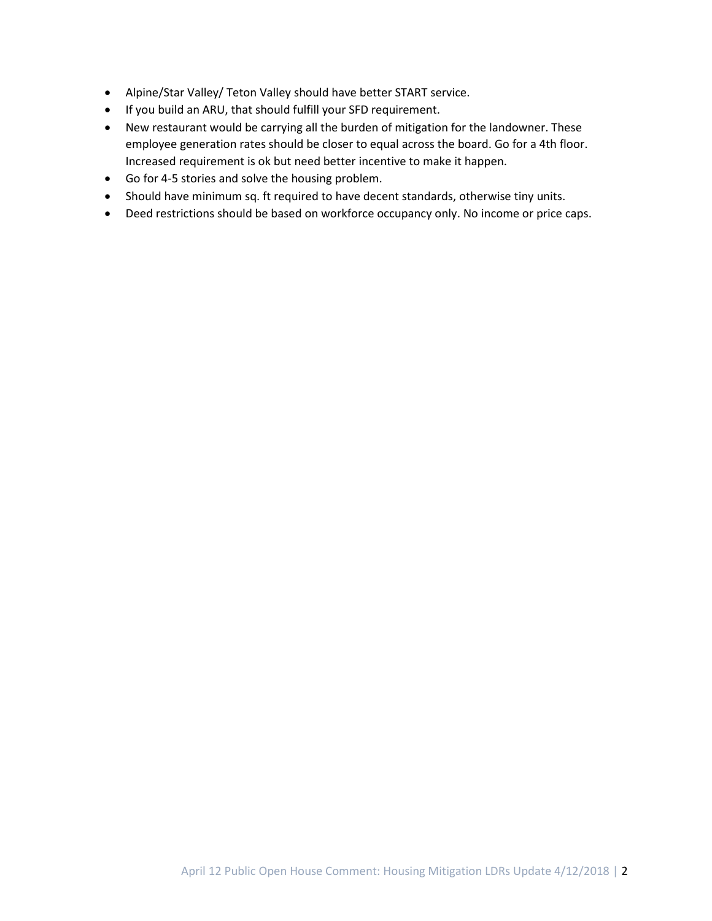- Alpine/Star Valley/ Teton Valley should have better START service.
- If you build an ARU, that should fulfill your SFD requirement.
- New restaurant would be carrying all the burden of mitigation for the landowner. These employee generation rates should be closer to equal across the board. Go for a 4th floor. Increased requirement is ok but need better incentive to make it happen.
- Go for 4-5 stories and solve the housing problem.
- Should have minimum sq. ft required to have decent standards, otherwise tiny units.
- Deed restrictions should be based on workforce occupancy only. No income or price caps.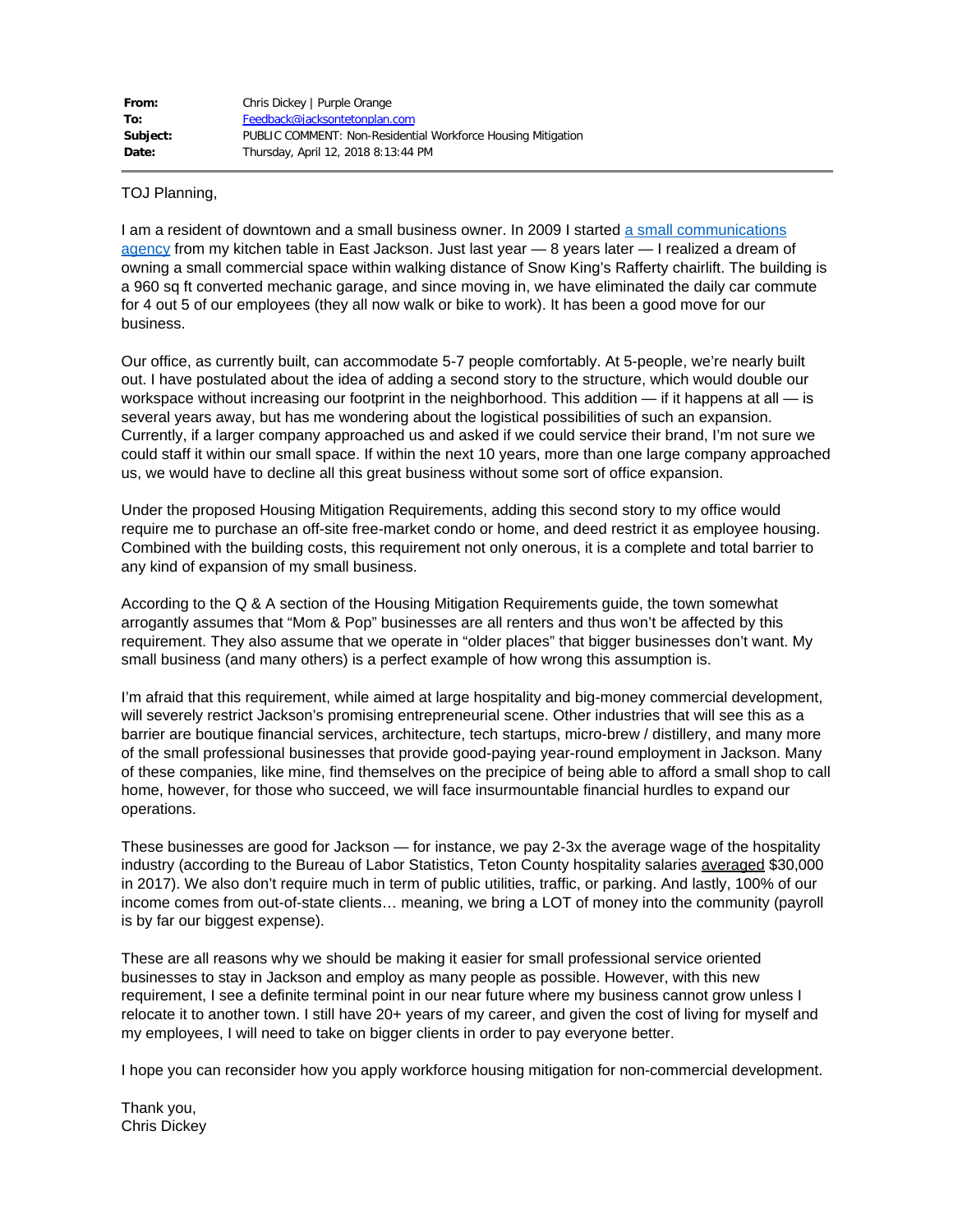| | |
|---|---|
| **From:** | Chris Dickey \| Purple Orange |
| **To:** | Feedback@jacksontetonplan.com |
| **Subject:** | PUBLIC COMMENT: Non-Residential Workforce Housing Mitigation |
| **Date:** | Thursday, April 12, 2018 8:13:44 PM |

TOJ Planning,

I am a resident of downtown and a small business owner. In 2009 I started a small communications agency from my kitchen table in East Jackson. Just last year — 8 years later — I realized a dream of owning a small commercial space within walking distance of Snow King's Rafferty chairlift. The building is a 960 sq ft converted mechanic garage, and since moving in, we have eliminated the daily car commute for 4 out 5 of our employees (they all now walk or bike to work). It has been a good move for our business.

Our office, as currently built, can accommodate 5-7 people comfortably. At 5-people, we're nearly built out. I have postulated about the idea of adding a second story to the structure, which would double our workspace without increasing our footprint in the neighborhood. This addition — if it happens at all — is several years away, but has me wondering about the logistical possibilities of such an expansion. Currently, if a larger company approached us and asked if we could service their brand, I'm not sure we could staff it within our small space. If within the next 10 years, more than one large company approached us, we would have to decline all this great business without some sort of office expansion.

Under the proposed Housing Mitigation Requirements, adding this second story to my office would require me to purchase an off-site free-market condo or home, and deed restrict it as employee housing. Combined with the building costs, this requirement not only onerous, it is a complete and total barrier to any kind of expansion of my small business.

According to the Q & A section of the Housing Mitigation Requirements guide, the town somewhat arrogantly assumes that "Mom & Pop" businesses are all renters and thus won't be affected by this requirement. They also assume that we operate in "older places" that bigger businesses don't want. My small business (and many others) is a perfect example of how wrong this assumption is.

I'm afraid that this requirement, while aimed at large hospitality and big-money commercial development, will severely restrict Jackson's promising entrepreneurial scene. Other industries that will see this as a barrier are boutique financial services, architecture, tech startups, micro-brew / distillery, and many more of the small professional businesses that provide good-paying year-round employment in Jackson. Many of these companies, like mine, find themselves on the precipice of being able to afford a small shop to call home, however, for those who succeed, we will face insurmountable financial hurdles to expand our operations.

These businesses are good for Jackson — for instance, we pay 2-3x the average wage of the hospitality industry (according to the Bureau of Labor Statistics, Teton County hospitality salaries averaged $30,000 in 2017). We also don't require much in term of public utilities, traffic, or parking. And lastly, 100% of our income comes from out-of-state clients… meaning, we bring a LOT of money into the community (payroll is by far our biggest expense).

These are all reasons why we should be making it easier for small professional service oriented businesses to stay in Jackson and employ as many people as possible. However, with this new requirement, I see a definite terminal point in our near future where my business cannot grow unless I relocate it to another town. I still have 20+ years of my career, and given the cost of living for myself and my employees, I will need to take on bigger clients in order to pay everyone better.

I hope you can reconsider how you apply workforce housing mitigation for non-commercial development.

Thank you,
Chris Dickey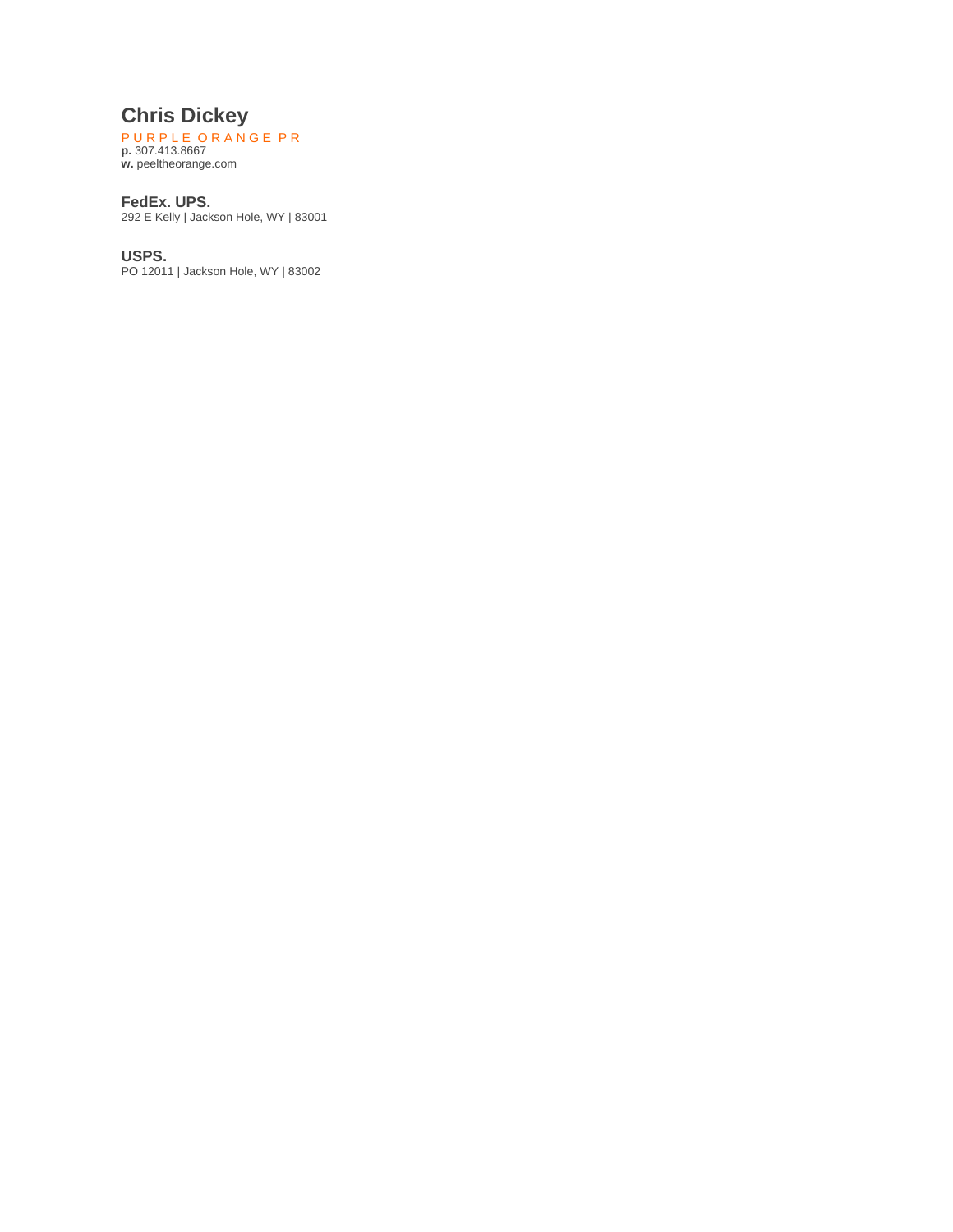# Chris Dickey

P U R P L E O R A N G E P R

**p.** 307.413.8667
**w.** peeltheorange.com

**FedEx. UPS.**
292 E Kelly | Jackson Hole, WY | 83001

**USPS.**
PO 12011 | Jackson Hole, WY | 83002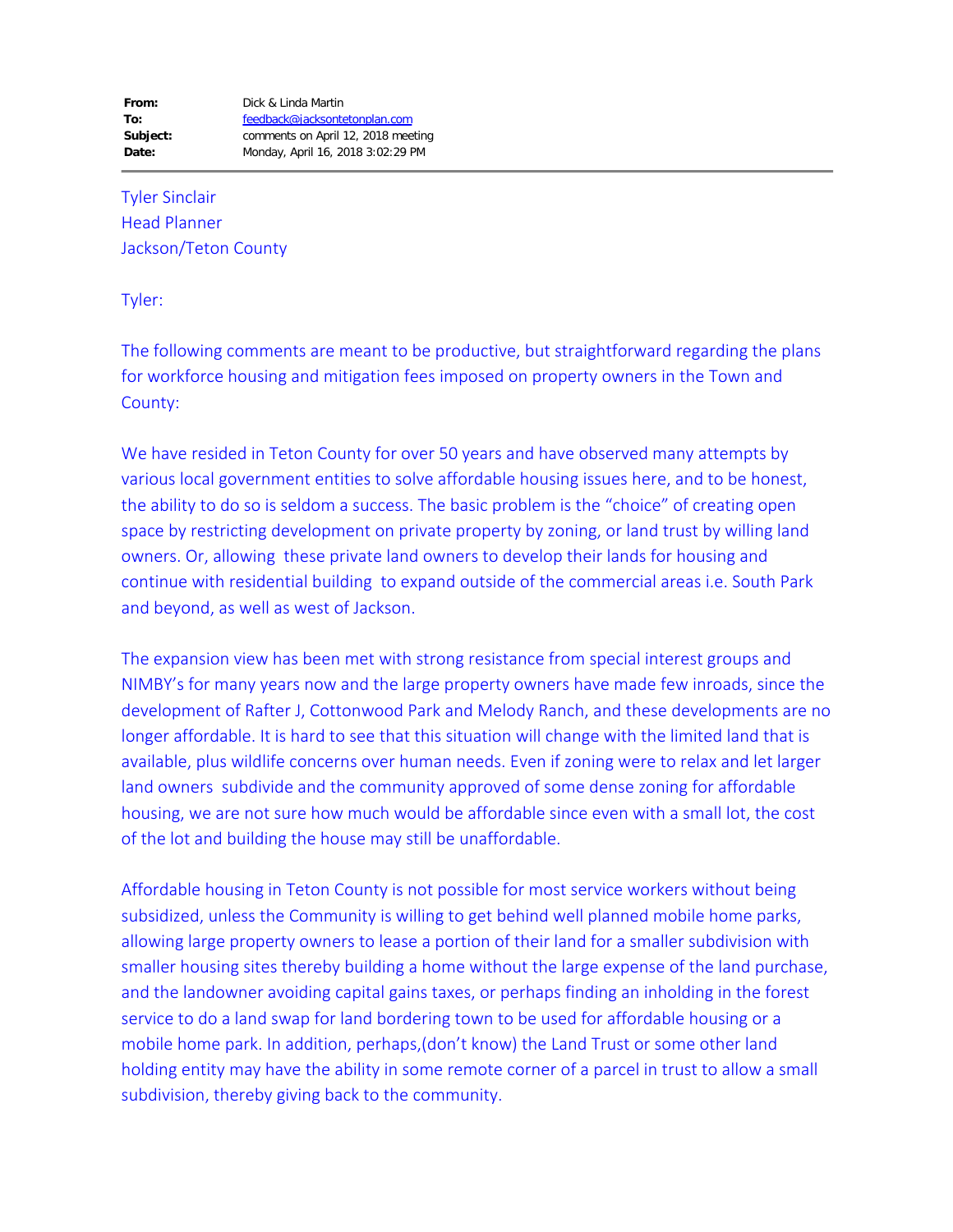| | |
|---|---|
| **From:** | Dick & Linda Martin |
| **To:** | feedback@jacksontetonplan.com |
| **Subject:** | comments on April 12, 2018 meeting |
| **Date:** | Monday, April 16, 2018 3:02:29 PM |

---

Tyler Sinclair
Head Planner
Jackson/Teton County

Tyler:

The following comments are meant to be productive, but straightforward regarding the plans for workforce housing and mitigation fees imposed on property owners in the Town and County:

We have resided in Teton County for over 50 years and have observed many attempts by various local government entities to solve affordable housing issues here, and to be honest, the ability to do so is seldom a success. The basic problem is the "choice" of creating open space by restricting development on private property by zoning, or land trust by willing land owners. Or, allowing these private land owners to develop their lands for housing and continue with residential building to expand outside of the commercial areas i.e. South Park and beyond, as well as west of Jackson.

The expansion view has been met with strong resistance from special interest groups and NIMBY's for many years now and the large property owners have made few inroads, since the development of Rafter J, Cottonwood Park and Melody Ranch, and these developments are no longer affordable. It is hard to see that this situation will change with the limited land that is available, plus wildlife concerns over human needs. Even if zoning were to relax and let larger land owners subdivide and the community approved of some dense zoning for affordable housing, we are not sure how much would be affordable since even with a small lot, the cost of the lot and building the house may still be unaffordable.

Affordable housing in Teton County is not possible for most service workers without being subsidized, unless the Community is willing to get behind well planned mobile home parks, allowing large property owners to lease a portion of their land for a smaller subdivision with smaller housing sites thereby building a home without the large expense of the land purchase, and the landowner avoiding capital gains taxes, or perhaps finding an inholding in the forest service to do a land swap for land bordering town to be used for affordable housing or a mobile home park. In addition, perhaps,(don't know) the Land Trust or some other land holding entity may have the ability in some remote corner of a parcel in trust to allow a small subdivision, thereby giving back to the community.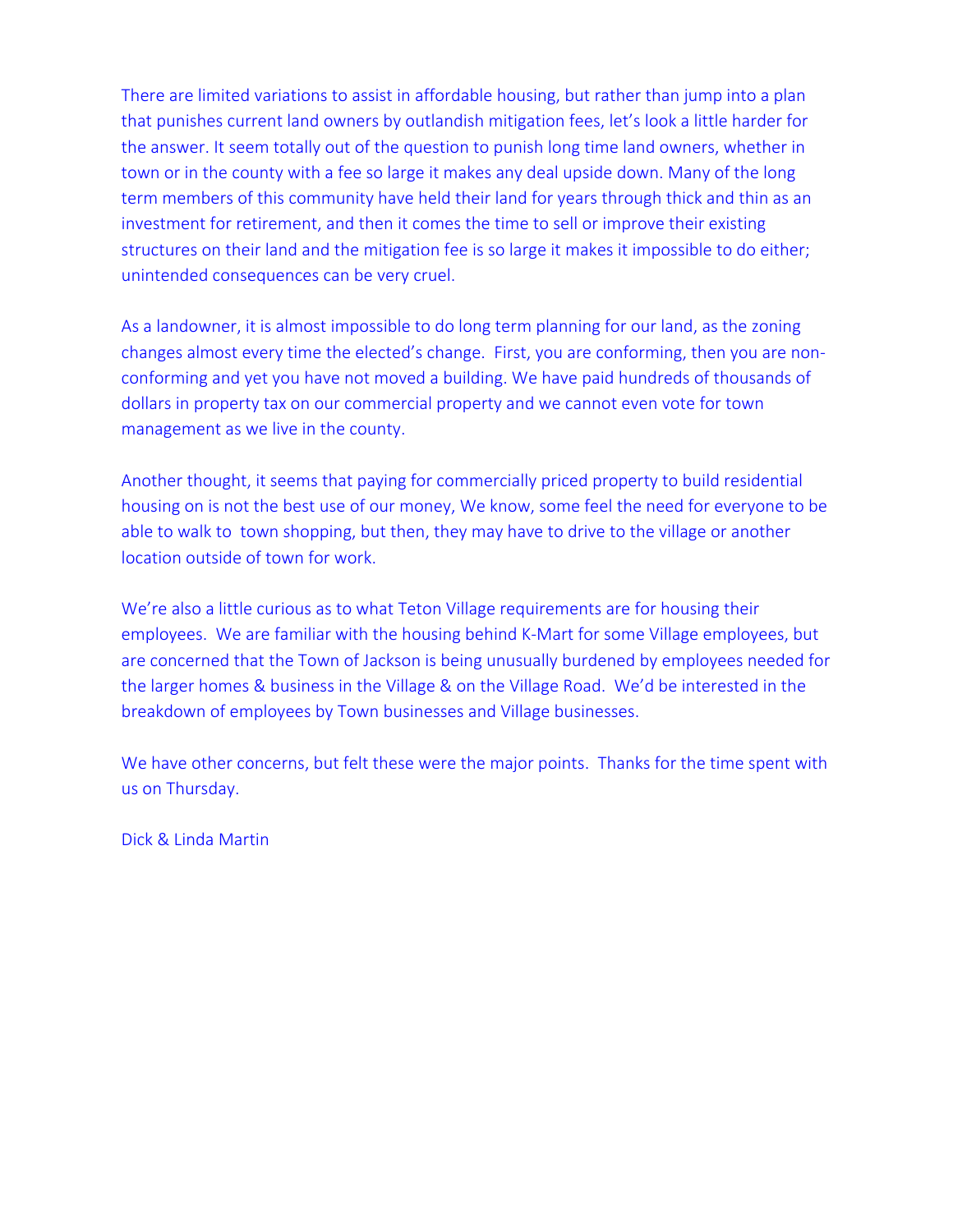There are limited variations to assist in affordable housing, but rather than jump into a plan that punishes current land owners by outlandish mitigation fees, let's look a little harder for the answer. It seem totally out of the question to punish long time land owners, whether in town or in the county with a fee so large it makes any deal upside down. Many of the long term members of this community have held their land for years through thick and thin as an investment for retirement, and then it comes the time to sell or improve their existing structures on their land and the mitigation fee is so large it makes it impossible to do either; unintended consequences can be very cruel.

As a landowner, it is almost impossible to do long term planning for our land, as the zoning changes almost every time the elected's change. First, you are conforming, then you are non-conforming and yet you have not moved a building. We have paid hundreds of thousands of dollars in property tax on our commercial property and we cannot even vote for town management as we live in the county.

Another thought, it seems that paying for commercially priced property to build residential housing on is not the best use of our money, We know, some feel the need for everyone to be able to walk to town shopping, but then, they may have to drive to the village or another location outside of town for work.

We're also a little curious as to what Teton Village requirements are for housing their employees. We are familiar with the housing behind K-Mart for some Village employees, but are concerned that the Town of Jackson is being unusually burdened by employees needed for the larger homes & business in the Village & on the Village Road. We'd be interested in the breakdown of employees by Town businesses and Village businesses.

We have other concerns, but felt these were the major points. Thanks for the time spent with us on Thursday.

Dick & Linda Martin